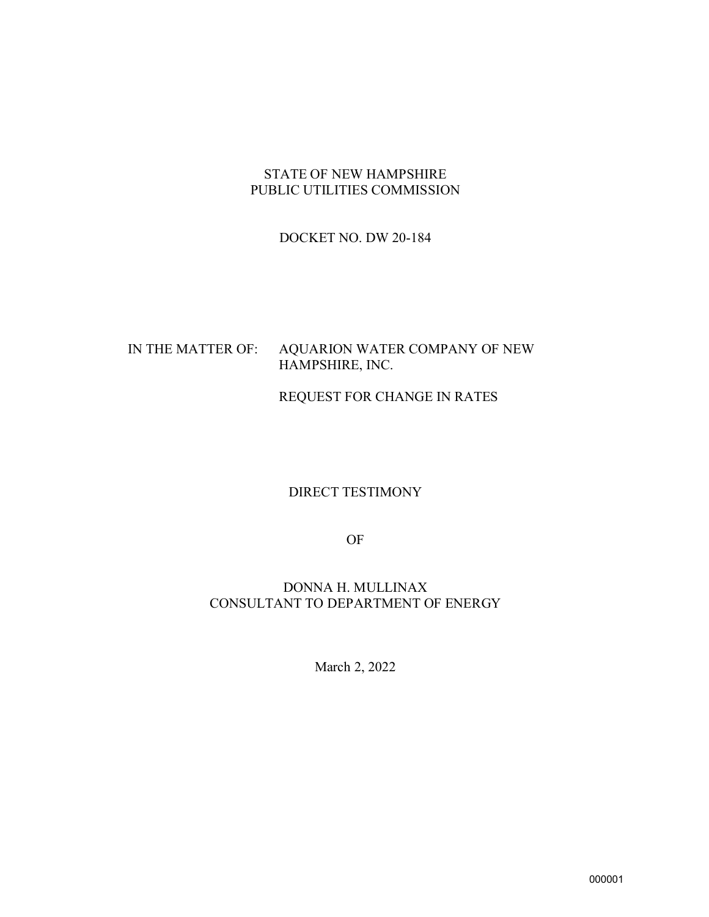STATE OF NEW HAMPSHIRE
PUBLIC UTILITIES COMMISSION

DOCKET NO. DW 20-184

IN THE MATTER OF: AQUARION WATER COMPANY OF NEW HAMPSHIRE, INC.

REQUEST FOR CHANGE IN RATES

DIRECT TESTIMONY

OF

DONNA H. MULLINAX
CONSULTANT TO DEPARTMENT OF ENERGY

March 2, 2022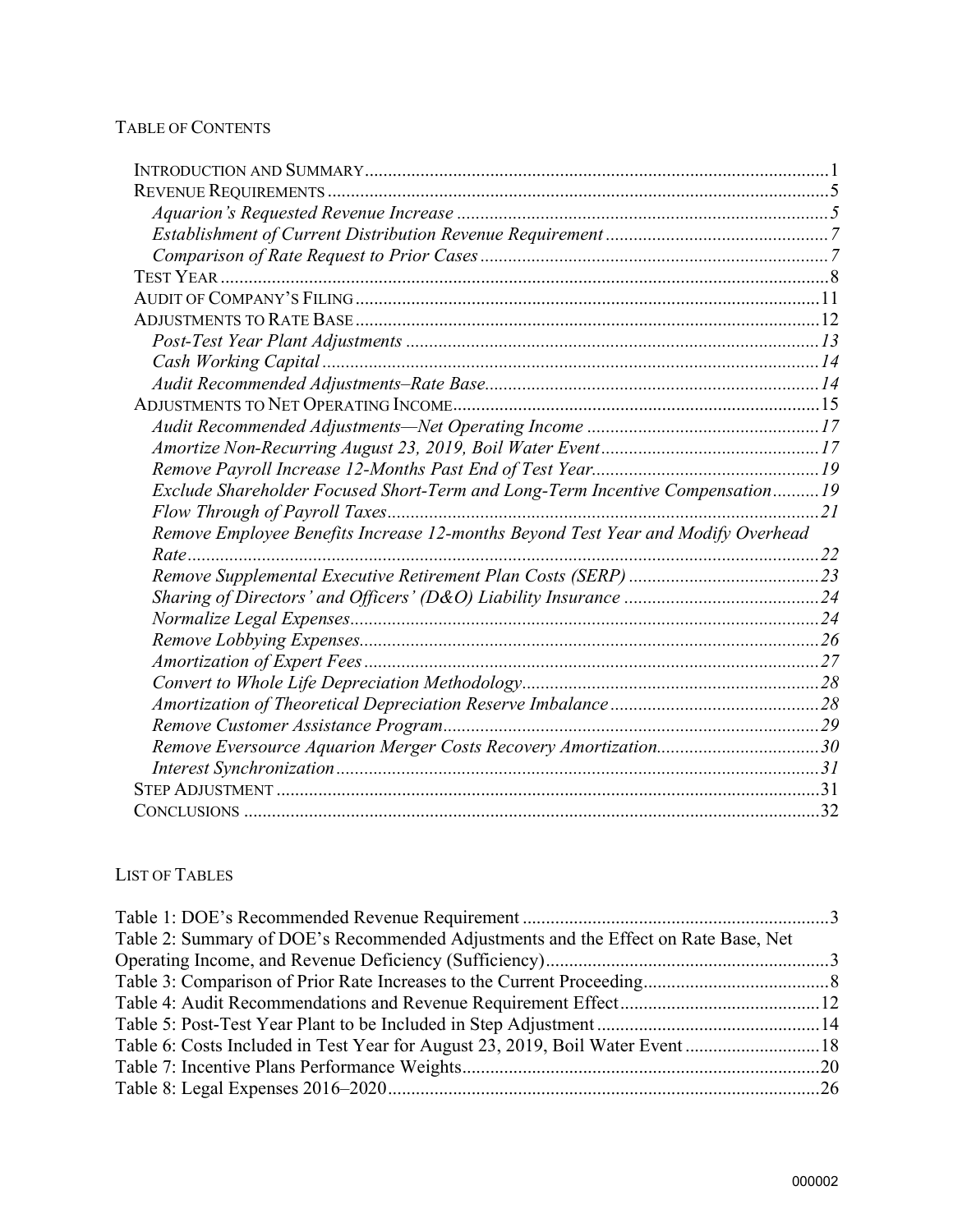TABLE OF CONTENTS

INTRODUCTION AND SUMMARY ........ 1
REVENUE REQUIREMENTS ........ 5
*Aquarion's Requested Revenue Increase* ........ 5
*Establishment of Current Distribution Revenue Requirement* ........ 7
*Comparison of Rate Request to Prior Cases* ........ 7
TEST YEAR ........ 8
AUDIT OF COMPANY'S FILING ........ 11
ADJUSTMENTS TO RATE BASE ........ 12
*Post-Test Year Plant Adjustments* ........ 13
*Cash Working Capital* ........ 14
*Audit Recommended Adjustments–Rate Base* ........ 14
ADJUSTMENTS TO NET OPERATING INCOME ........ 15
*Audit Recommended Adjustments—Net Operating Income* ........ 17
*Amortize Non-Recurring August 23, 2019, Boil Water Event* ........ 17
*Remove Payroll Increase 12-Months Past End of Test Year* ........ 19
*Exclude Shareholder Focused Short-Term and Long-Term Incentive Compensation* ........ 19
*Flow Through of Payroll Taxes* ........ 21
*Remove Employee Benefits Increase 12-months Beyond Test Year and Modify Overhead Rate* ........ 22
*Remove Supplemental Executive Retirement Plan Costs (SERP)* ........ 23
*Sharing of Directors' and Officers' (D&O) Liability Insurance* ........ 24
*Normalize Legal Expenses* ........ 24
*Remove Lobbying Expenses* ........ 26
*Amortization of Expert Fees* ........ 27
*Convert to Whole Life Depreciation Methodology* ........ 28
*Amortization of Theoretical Depreciation Reserve Imbalance* ........ 28
*Remove Customer Assistance Program* ........ 29
*Remove Eversource Aquarion Merger Costs Recovery Amortization* ........ 30
*Interest Synchronization* ........ 31
STEP ADJUSTMENT ........ 31
CONCLUSIONS ........ 32

LIST OF TABLES

Table 1: DOE's Recommended Revenue Requirement ........ 3
Table 2: Summary of DOE's Recommended Adjustments and the Effect on Rate Base, Net Operating Income, and Revenue Deficiency (Sufficiency) ........ 3
Table 3: Comparison of Prior Rate Increases to the Current Proceeding ........ 8
Table 4: Audit Recommendations and Revenue Requirement Effect ........ 12
Table 5: Post-Test Year Plant to be Included in Step Adjustment ........ 14
Table 6: Costs Included in Test Year for August 23, 2019, Boil Water Event ........ 18
Table 7: Incentive Plans Performance Weights ........ 20
Table 8: Legal Expenses 2016–2020 ........ 26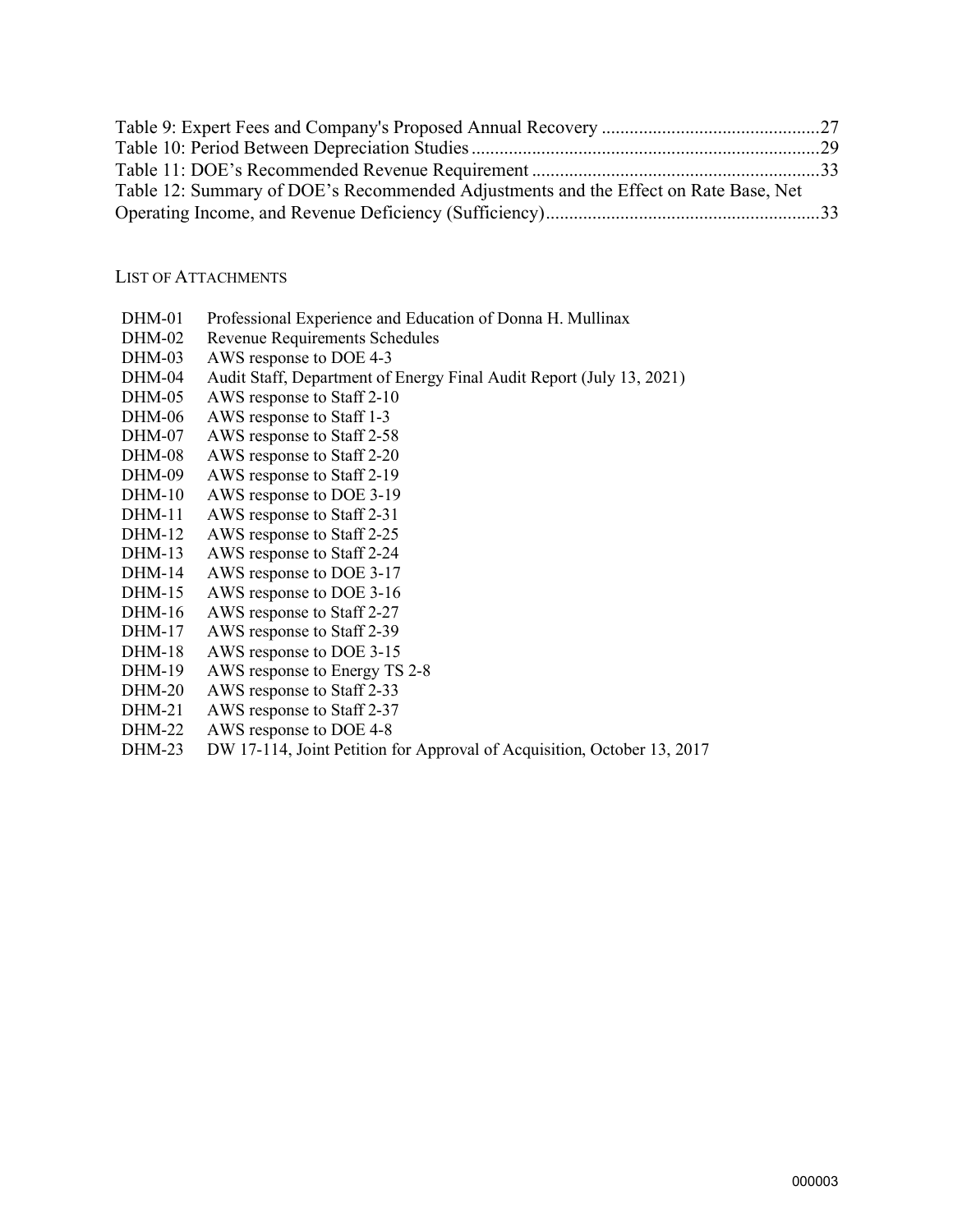Table 9: Expert Fees and Company's Proposed Annual Recovery ............................................... 27
Table 10: Period Between Depreciation Studies ........................................................................ 29
Table 11: DOE's Recommended Revenue Requirement ............................................................. 33
Table 12: Summary of DOE's Recommended Adjustments and the Effect on Rate Base, Net Operating Income, and Revenue Deficiency (Sufficiency) .......................................................... 33

## LIST OF ATTACHMENTS

| | |
|---|---|
| DHM-01 | Professional Experience and Education of Donna H. Mullinax |
| DHM-02 | Revenue Requirements Schedules |
| DHM-03 | AWS response to DOE 4-3 |
| DHM-04 | Audit Staff, Department of Energy Final Audit Report (July 13, 2021) |
| DHM-05 | AWS response to Staff 2-10 |
| DHM-06 | AWS response to Staff 1-3 |
| DHM-07 | AWS response to Staff 2-58 |
| DHM-08 | AWS response to Staff 2-20 |
| DHM-09 | AWS response to Staff 2-19 |
| DHM-10 | AWS response to DOE 3-19 |
| DHM-11 | AWS response to Staff 2-31 |
| DHM-12 | AWS response to Staff 2-25 |
| DHM-13 | AWS response to Staff 2-24 |
| DHM-14 | AWS response to DOE 3-17 |
| DHM-15 | AWS response to DOE 3-16 |
| DHM-16 | AWS response to Staff 2-27 |
| DHM-17 | AWS response to Staff 2-39 |
| DHM-18 | AWS response to DOE 3-15 |
| DHM-19 | AWS response to Energy TS 2-8 |
| DHM-20 | AWS response to Staff 2-33 |
| DHM-21 | AWS response to Staff 2-37 |
| DHM-22 | AWS response to DOE 4-8 |
| DHM-23 | DW 17-114, Joint Petition for Approval of Acquisition, October 13, 2017 |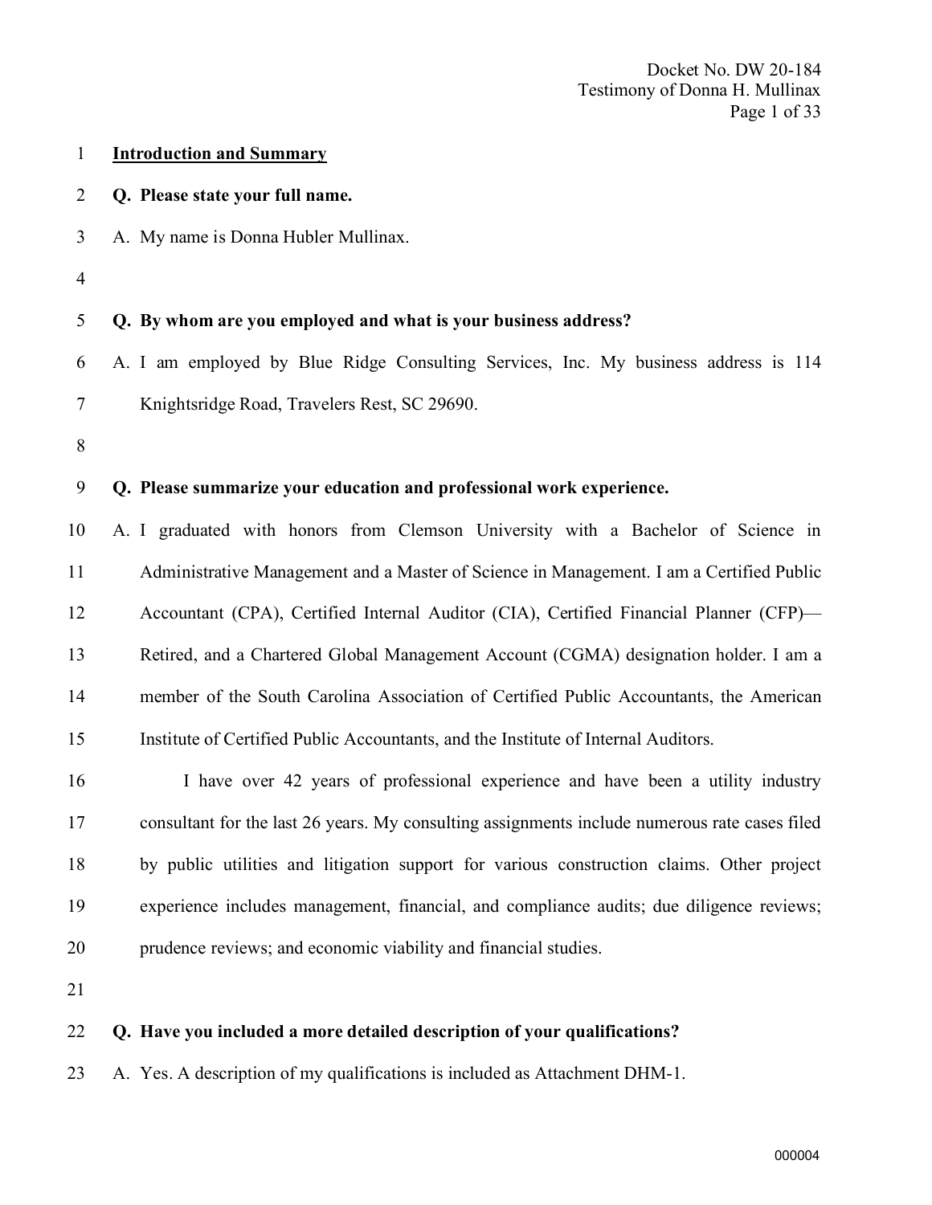## Introduction and Summary

**Q. Please state your full name.**

A. My name is Donna Hubler Mullinax.

**Q. By whom are you employed and what is your business address?**

A. I am employed by Blue Ridge Consulting Services, Inc. My business address is 114 Knightsridge Road, Travelers Rest, SC 29690.

**Q. Please summarize your education and professional work experience.**

A. I graduated with honors from Clemson University with a Bachelor of Science in Administrative Management and a Master of Science in Management. I am a Certified Public Accountant (CPA), Certified Internal Auditor (CIA), Certified Financial Planner (CFP)—Retired, and a Chartered Global Management Account (CGMA) designation holder. I am a member of the South Carolina Association of Certified Public Accountants, the American Institute of Certified Public Accountants, and the Institute of Internal Auditors.

I have over 42 years of professional experience and have been a utility industry consultant for the last 26 years. My consulting assignments include numerous rate cases filed by public utilities and litigation support for various construction claims. Other project experience includes management, financial, and compliance audits; due diligence reviews; prudence reviews; and economic viability and financial studies.

**Q. Have you included a more detailed description of your qualifications?**

A. Yes. A description of my qualifications is included as Attachment DHM-1.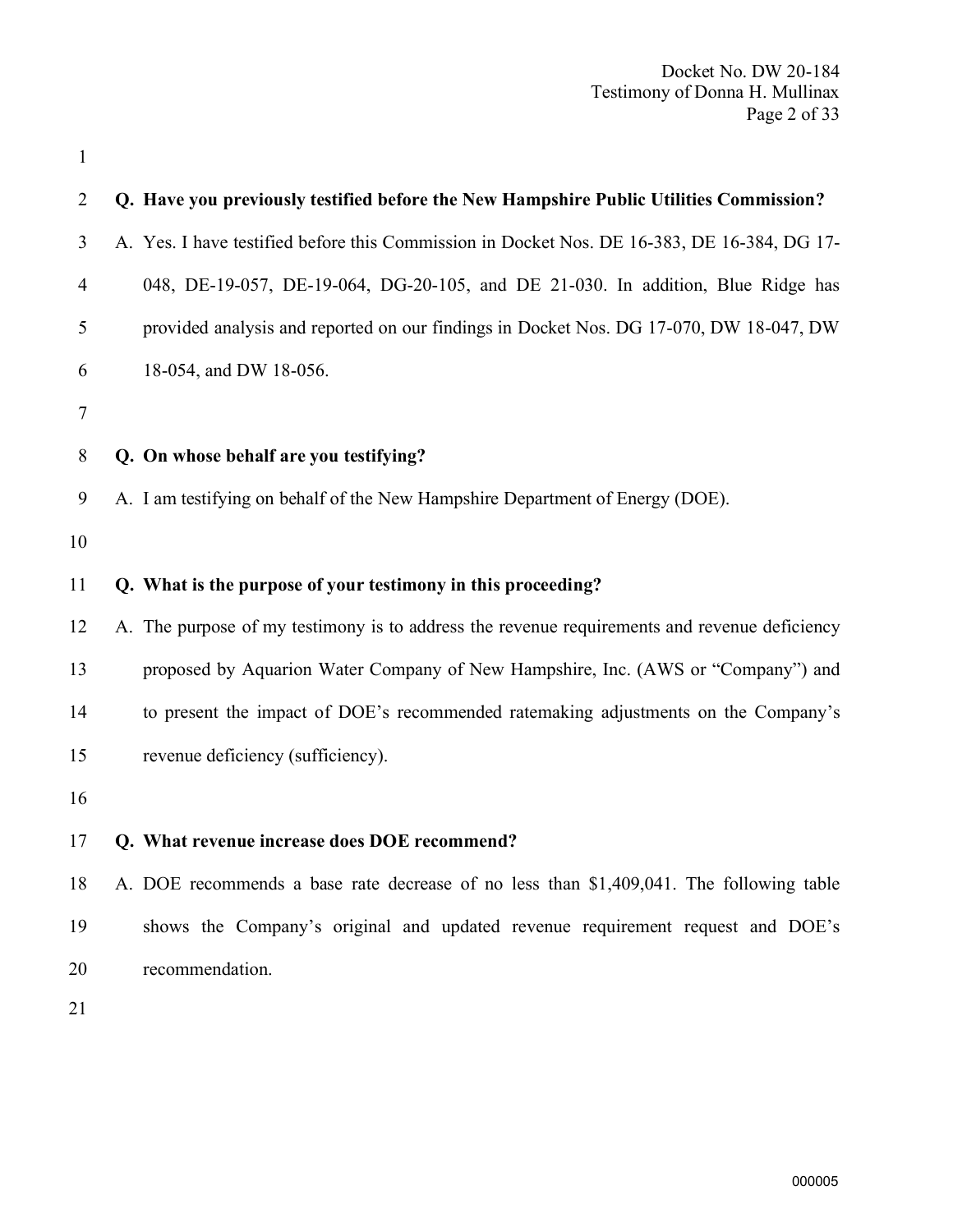**Q. Have you previously testified before the New Hampshire Public Utilities Commission?**

A. Yes. I have testified before this Commission in Docket Nos. DE 16-383, DE 16-384, DG 17-048, DE-19-057, DE-19-064, DG-20-105, and DE 21-030. In addition, Blue Ridge has provided analysis and reported on our findings in Docket Nos. DG 17-070, DW 18-047, DW 18-054, and DW 18-056.

**Q. On whose behalf are you testifying?**

A. I am testifying on behalf of the New Hampshire Department of Energy (DOE).

**Q. What is the purpose of your testimony in this proceeding?**

A. The purpose of my testimony is to address the revenue requirements and revenue deficiency proposed by Aquarion Water Company of New Hampshire, Inc. (AWS or "Company") and to present the impact of DOE's recommended ratemaking adjustments on the Company's revenue deficiency (sufficiency).

**Q. What revenue increase does DOE recommend?**

A. DOE recommends a base rate decrease of no less than $1,409,041. The following table shows the Company's original and updated revenue requirement request and DOE's recommendation.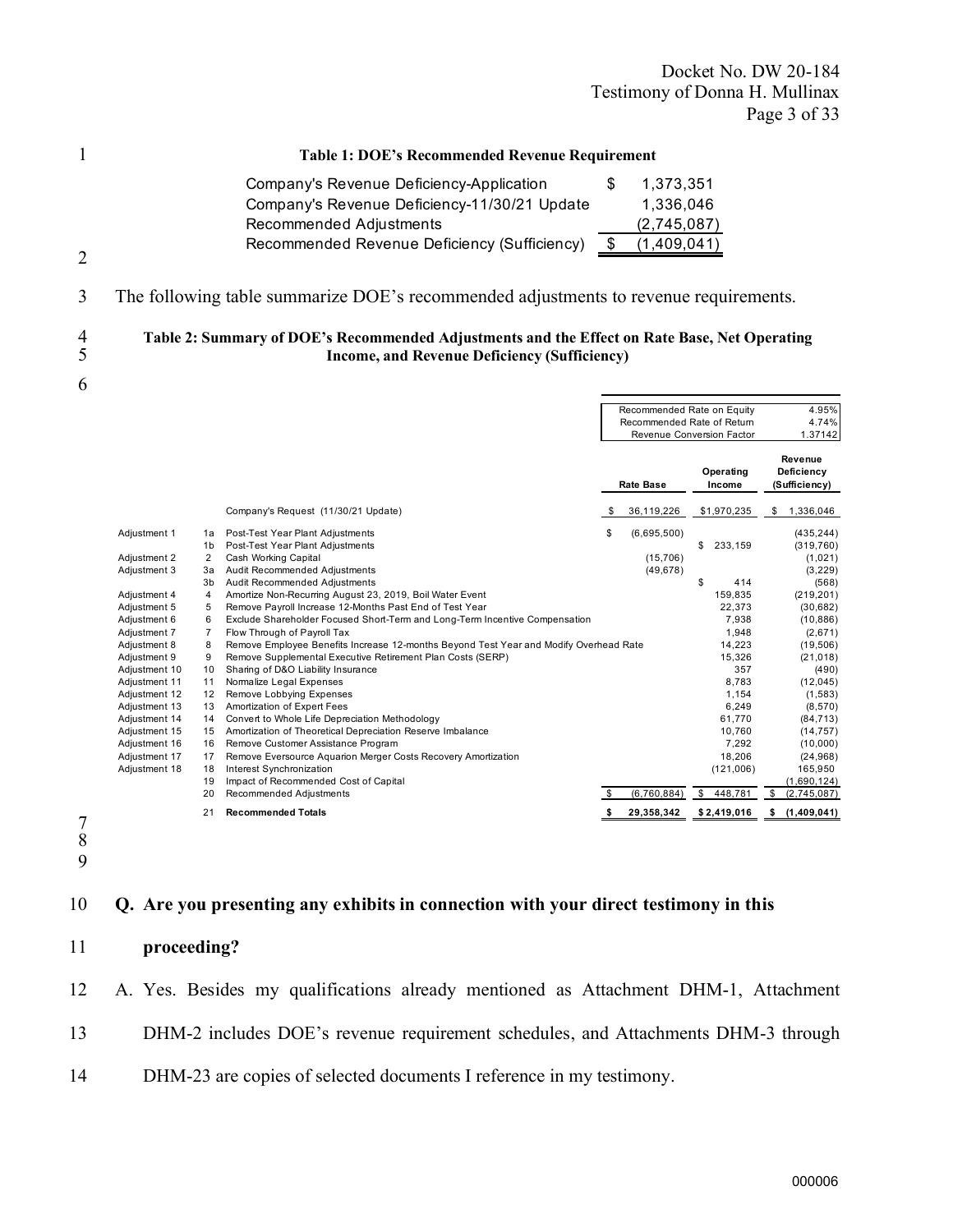**Table 1: DOE's Recommended Revenue Requirement**

| | |
|---|---|
| Company's Revenue Deficiency-Application | $ 1,373,351 |
| Company's Revenue Deficiency-11/30/21 Update | 1,336,046 |
| Recommended Adjustments | (2,745,087) |
| Recommended Revenue Deficiency (Sufficiency) | $ (1,409,041) |

The following table summarize DOE's recommended adjustments to revenue requirements.

**Table 2: Summary of DOE's Recommended Adjustments and the Effect on Rate Base, Net Operating Income, and Revenue Deficiency (Sufficiency)**

| | | | Recommended Rate on Equity | | 4.95% |
|---|---|---|---|---|---|
| | | | Recommended Rate of Return | | 4.74% |
| | | | Revenue Conversion Factor | | 1.37142 |
| | | | **Rate Base** | **Operating Income** | **Revenue Deficiency (Sufficiency)** |
| | | Company's Request (11/30/21 Update) | $ 36,119,226 | $1,970,235 | $ 1,336,046 |
| Adjustment 1 | 1a | Post-Test Year Plant Adjustments | $ (6,695,500) | | (435,244) |
| | 1b | Post-Test Year Plant Adjustments | | $ 233,159 | (319,760) |
| Adjustment 2 | 2 | Cash Working Capital | (15,706) | | (1,021) |
| Adjustment 3 | 3a | Audit Recommended Adjustments | (49,678) | | (3,229) |
| | 3b | Audit Recommended Adjustments | | $ 414 | (568) |
| Adjustment 4 | 4 | Amortize Non-Recurring August 23, 2019, Boil Water Event | | 159,835 | (219,201) |
| Adjustment 5 | 5 | Remove Payroll Increase 12-Months Past End of Test Year | | 22,373 | (30,682) |
| Adjustment 6 | 6 | Exclude Shareholder Focused Short-Term and Long-Term Incentive Compensation | | 7,938 | (10,886) |
| Adjustment 7 | 7 | Flow Through of Payroll Tax | | 1,948 | (2,671) |
| Adjustment 8 | 8 | Remove Employee Benefits Increase 12-months Beyond Test Year and Modify Overhead Rate | | 14,223 | (19,506) |
| Adjustment 9 | 9 | Remove Supplemental Executive Retirement Plan Costs (SERP) | | 15,326 | (21,018) |
| Adjustment 10 | 10 | Sharing of D&O Liability Insurance | | 357 | (490) |
| Adjustment 11 | 11 | Normalize Legal Expenses | | 8,783 | (12,045) |
| Adjustment 12 | 12 | Remove Lobbying Expenses | | 1,154 | (1,583) |
| Adjustment 13 | 13 | Amortization of Expert Fees | | 6,249 | (8,570) |
| Adjustment 14 | 14 | Convert to Whole Life Depreciation Methodology | | 61,770 | (84,713) |
| Adjustment 15 | 15 | Amortization of Theoretical Depreciation Reserve Imbalance | | 10,760 | (14,757) |
| Adjustment 16 | 16 | Remove Customer Assistance Program | | 7,292 | (10,000) |
| Adjustment 17 | 17 | Remove Eversource Aquarion Merger Costs Recovery Amortization | | 18,206 | (24,968) |
| Adjustment 18 | 18 | Interest Synchronization | | (121,006) | 165,950 |
| | 19 | Impact of Recommended Cost of Capital | | | (1,690,124) |
| | 20 | Recommended Adjustments | $ (6,760,884) | $ 448,781 | $ (2,745,087) |
| | 21 | **Recommended Totals** | **$ 29,358,342** | **$ 2,419,016** | **$ (1,409,041)** |

**Q. Are you presenting any exhibits in connection with your direct testimony in this proceeding?**

A. Yes. Besides my qualifications already mentioned as Attachment DHM-1, Attachment DHM-2 includes DOE's revenue requirement schedules, and Attachments DHM-3 through DHM-23 are copies of selected documents I reference in my testimony.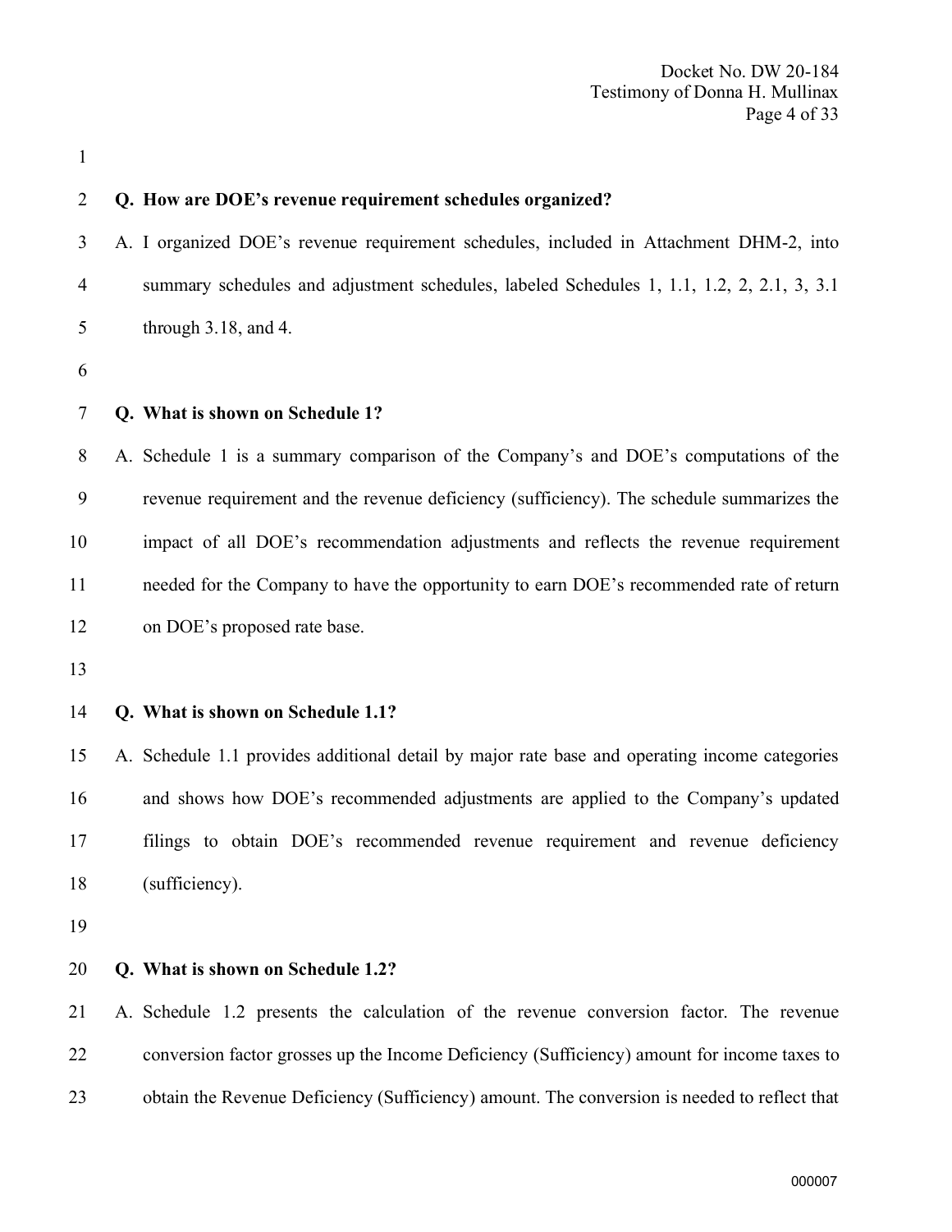**Q. How are DOE's revenue requirement schedules organized?**

A. I organized DOE's revenue requirement schedules, included in Attachment DHM-2, into summary schedules and adjustment schedules, labeled Schedules 1, 1.1, 1.2, 2, 2.1, 3, 3.1 through 3.18, and 4.

**Q. What is shown on Schedule 1?**

A. Schedule 1 is a summary comparison of the Company's and DOE's computations of the revenue requirement and the revenue deficiency (sufficiency). The schedule summarizes the impact of all DOE's recommendation adjustments and reflects the revenue requirement needed for the Company to have the opportunity to earn DOE's recommended rate of return on DOE's proposed rate base.

**Q. What is shown on Schedule 1.1?**

A. Schedule 1.1 provides additional detail by major rate base and operating income categories and shows how DOE's recommended adjustments are applied to the Company's updated filings to obtain DOE's recommended revenue requirement and revenue deficiency (sufficiency).

**Q. What is shown on Schedule 1.2?**

A. Schedule 1.2 presents the calculation of the revenue conversion factor. The revenue conversion factor grosses up the Income Deficiency (Sufficiency) amount for income taxes to obtain the Revenue Deficiency (Sufficiency) amount. The conversion is needed to reflect that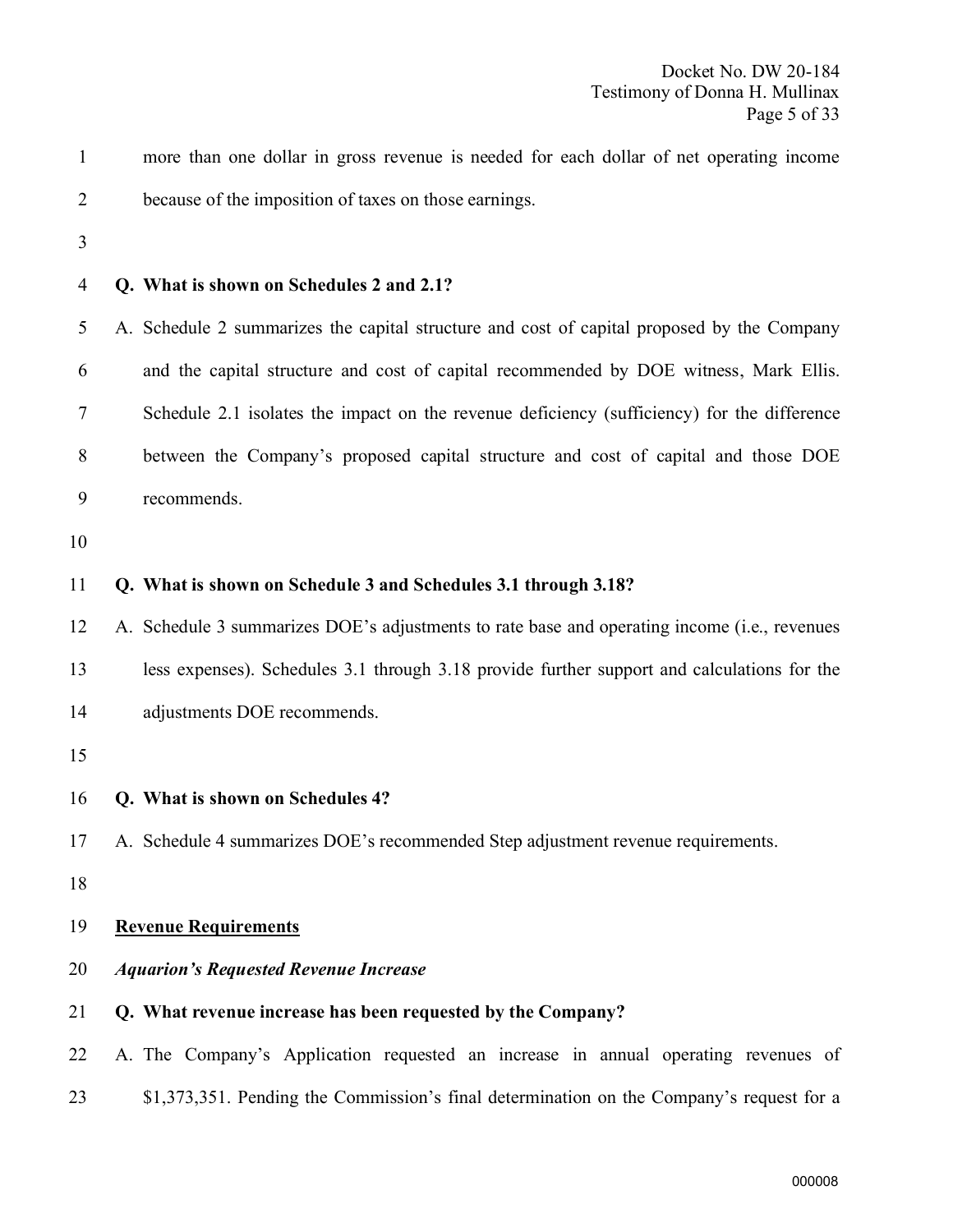more than one dollar in gross revenue is needed for each dollar of net operating income because of the imposition of taxes on those earnings.

**Q. What is shown on Schedules 2 and 2.1?**

A. Schedule 2 summarizes the capital structure and cost of capital proposed by the Company and the capital structure and cost of capital recommended by DOE witness, Mark Ellis. Schedule 2.1 isolates the impact on the revenue deficiency (sufficiency) for the difference between the Company's proposed capital structure and cost of capital and those DOE recommends.

**Q. What is shown on Schedule 3 and Schedules 3.1 through 3.18?**

A. Schedule 3 summarizes DOE's adjustments to rate base and operating income (i.e., revenues less expenses). Schedules 3.1 through 3.18 provide further support and calculations for the adjustments DOE recommends.

**Q. What is shown on Schedules 4?**

A. Schedule 4 summarizes DOE's recommended Step adjustment revenue requirements.

## Revenue Requirements

### *Aquarion's Requested Revenue Increase*

**Q. What revenue increase has been requested by the Company?**

A. The Company's Application requested an increase in annual operating revenues of $1,373,351. Pending the Commission's final determination on the Company's request for a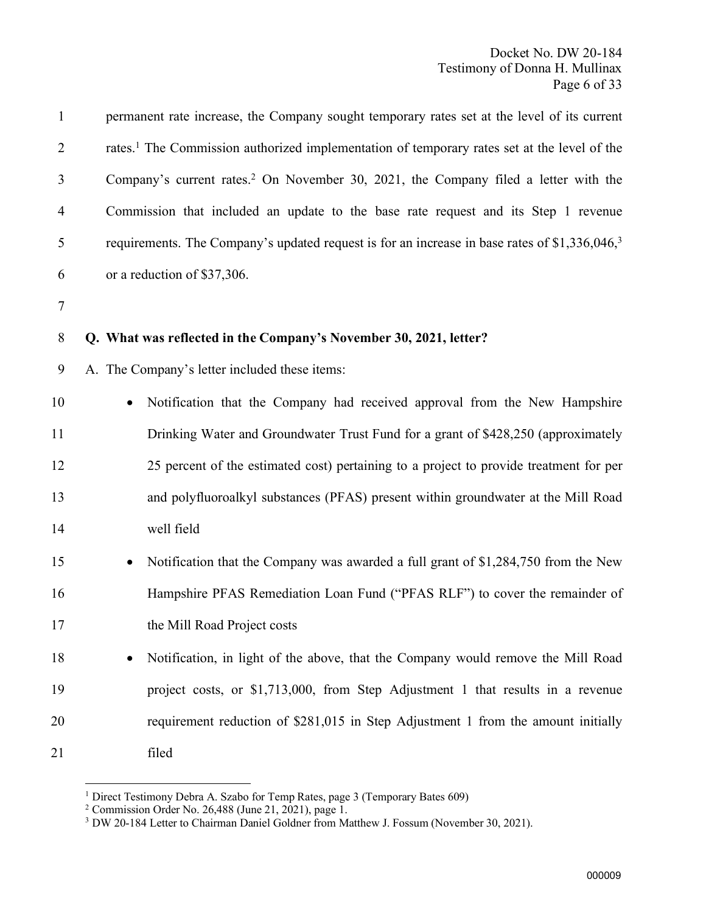permanent rate increase, the Company sought temporary rates set at the level of its current rates.[1] The Commission authorized implementation of temporary rates set at the level of the Company's current rates.[2] On November 30, 2021, the Company filed a letter with the Commission that included an update to the base rate request and its Step 1 revenue requirements. The Company's updated request is for an increase in base rates of $1,336,046,[3] or a reduction of $37,306.

**Q. What was reflected in the Company's November 30, 2021, letter?**

A. The Company's letter included these items:

- Notification that the Company had received approval from the New Hampshire Drinking Water and Groundwater Trust Fund for a grant of $428,250 (approximately 25 percent of the estimated cost) pertaining to a project to provide treatment for per and polyfluoroalkyl substances (PFAS) present within groundwater at the Mill Road well field
- Notification that the Company was awarded a full grant of $1,284,750 from the New Hampshire PFAS Remediation Loan Fund ("PFAS RLF") to cover the remainder of the Mill Road Project costs
- Notification, in light of the above, that the Company would remove the Mill Road project costs, or $1,713,000, from Step Adjustment 1 that results in a revenue requirement reduction of $281,015 in Step Adjustment 1 from the amount initially filed

---

[1] Direct Testimony Debra A. Szabo for Temp Rates, page 3 (Temporary Bates 609)

[2] Commission Order No. 26,488 (June 21, 2021), page 1.

[3] DW 20-184 Letter to Chairman Daniel Goldner from Matthew J. Fossum (November 30, 2021).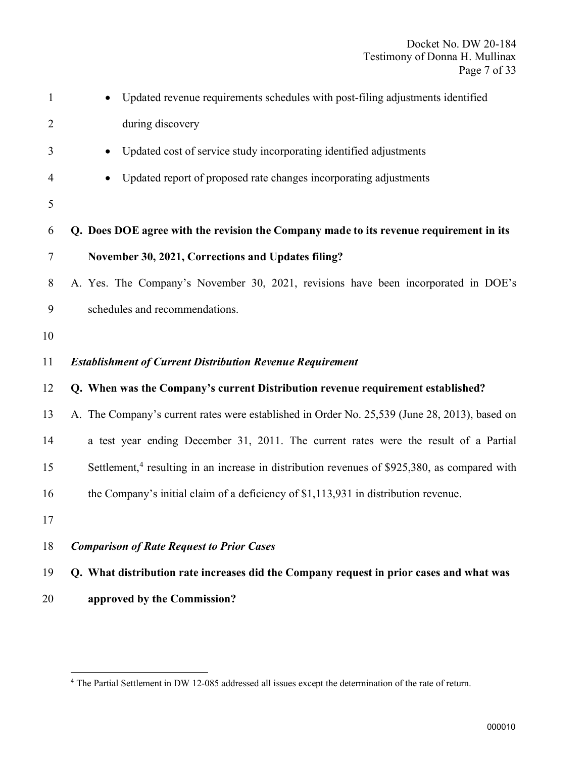- Updated revenue requirements schedules with post-filing adjustments identified during discovery
- Updated cost of service study incorporating identified adjustments
- Updated report of proposed rate changes incorporating adjustments

**Q. Does DOE agree with the revision the Company made to its revenue requirement in its November 30, 2021, Corrections and Updates filing?**

A. Yes. The Company's November 30, 2021, revisions have been incorporated in DOE's schedules and recommendations.

***Establishment of Current Distribution Revenue Requirement***

**Q. When was the Company's current Distribution revenue requirement established?**

A. The Company's current rates were established in Order No. 25,539 (June 28, 2013), based on a test year ending December 31, 2011. The current rates were the result of a Partial Settlement,[4] resulting in an increase in distribution revenues of $925,380, as compared with the Company's initial claim of a deficiency of $1,113,931 in distribution revenue.

***Comparison of Rate Request to Prior Cases***

**Q. What distribution rate increases did the Company request in prior cases and what was approved by the Commission?**

---

[4] The Partial Settlement in DW 12-085 addressed all issues except the determination of the rate of return.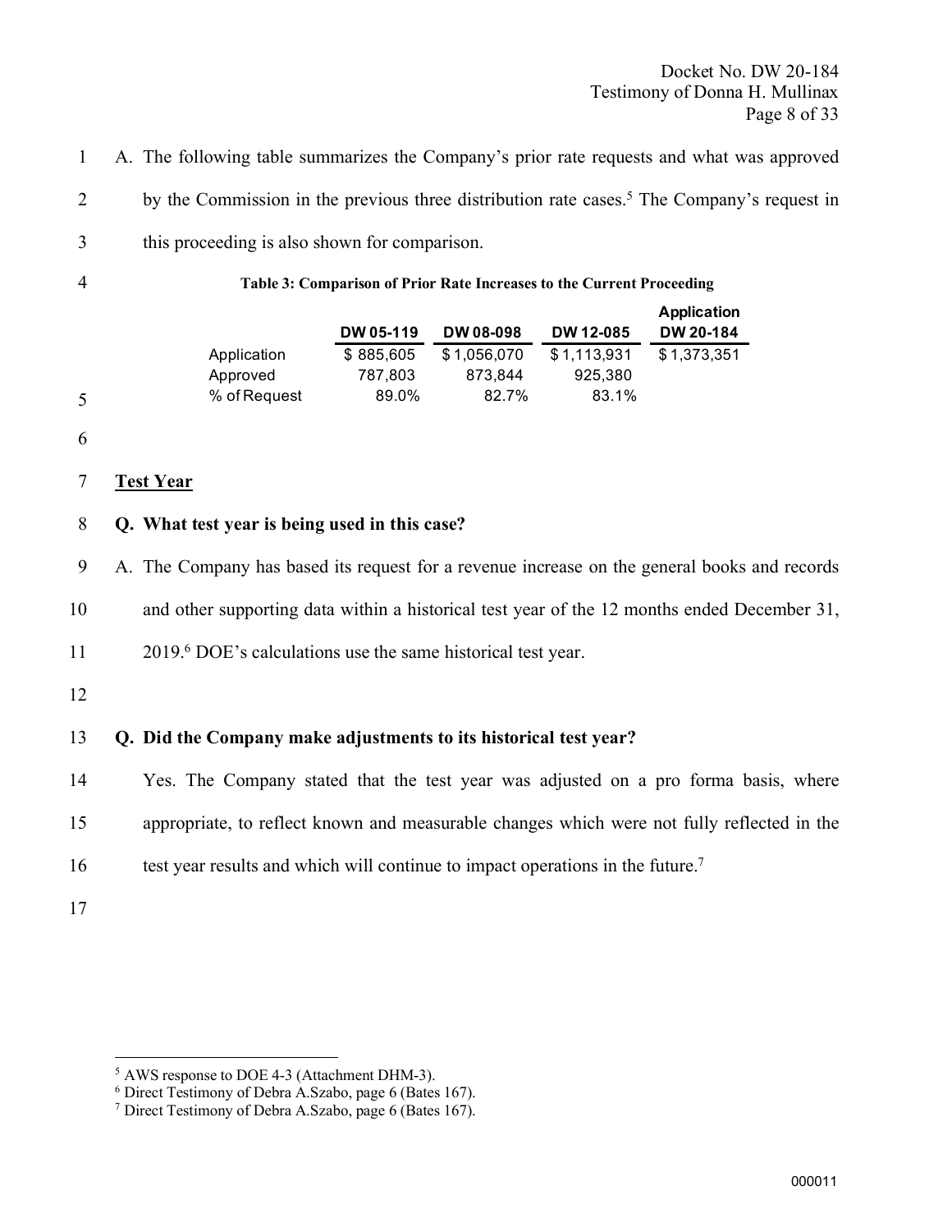A. The following table summarizes the Company's prior rate requests and what was approved by the Commission in the previous three distribution rate cases.[5] The Company's request in this proceeding is also shown for comparison.

**Table 3: Comparison of Prior Rate Increases to the Current Proceeding**

| | DW 05-119 | DW 08-098 | DW 12-085 | Application DW 20-184 |
|---|---|---|---|---|
| Application | $ 885,605 | $ 1,056,070 | $ 1,113,931 | $ 1,373,351 |
| Approved | 787,803 | 873,844 | 925,380 | |
| % of Request | 89.0% | 82.7% | 83.1% | |

## Test Year

**Q. What test year is being used in this case?**

A. The Company has based its request for a revenue increase on the general books and records and other supporting data within a historical test year of the 12 months ended December 31, 2019.[6] DOE's calculations use the same historical test year.

**Q. Did the Company make adjustments to its historical test year?**

Yes. The Company stated that the test year was adjusted on a pro forma basis, where appropriate, to reflect known and measurable changes which were not fully reflected in the test year results and which will continue to impact operations in the future.[7]

---

[5] AWS response to DOE 4-3 (Attachment DHM-3).
[6] Direct Testimony of Debra A.Szabo, page 6 (Bates 167).
[7] Direct Testimony of Debra A.Szabo, page 6 (Bates 167).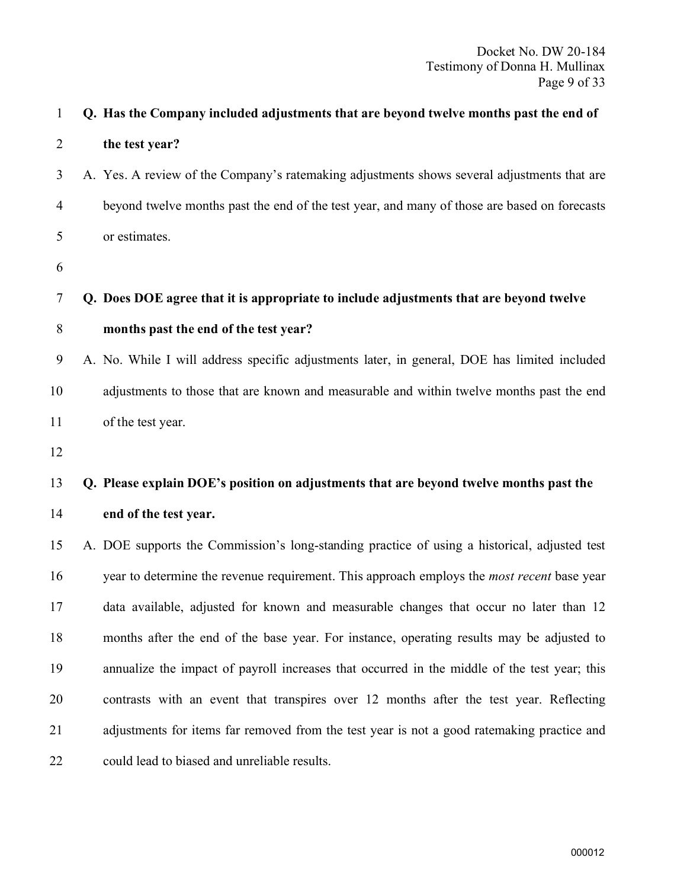**Q. Has the Company included adjustments that are beyond twelve months past the end of the test year?**

A. Yes. A review of the Company's ratemaking adjustments shows several adjustments that are beyond twelve months past the end of the test year, and many of those are based on forecasts or estimates.

**Q. Does DOE agree that it is appropriate to include adjustments that are beyond twelve months past the end of the test year?**

A. No. While I will address specific adjustments later, in general, DOE has limited included adjustments to those that are known and measurable and within twelve months past the end of the test year.

**Q. Please explain DOE's position on adjustments that are beyond twelve months past the end of the test year.**

A. DOE supports the Commission's long-standing practice of using a historical, adjusted test year to determine the revenue requirement. This approach employs the *most recent* base year data available, adjusted for known and measurable changes that occur no later than 12 months after the end of the base year. For instance, operating results may be adjusted to annualize the impact of payroll increases that occurred in the middle of the test year; this contrasts with an event that transpires over 12 months after the test year. Reflecting adjustments for items far removed from the test year is not a good ratemaking practice and could lead to biased and unreliable results.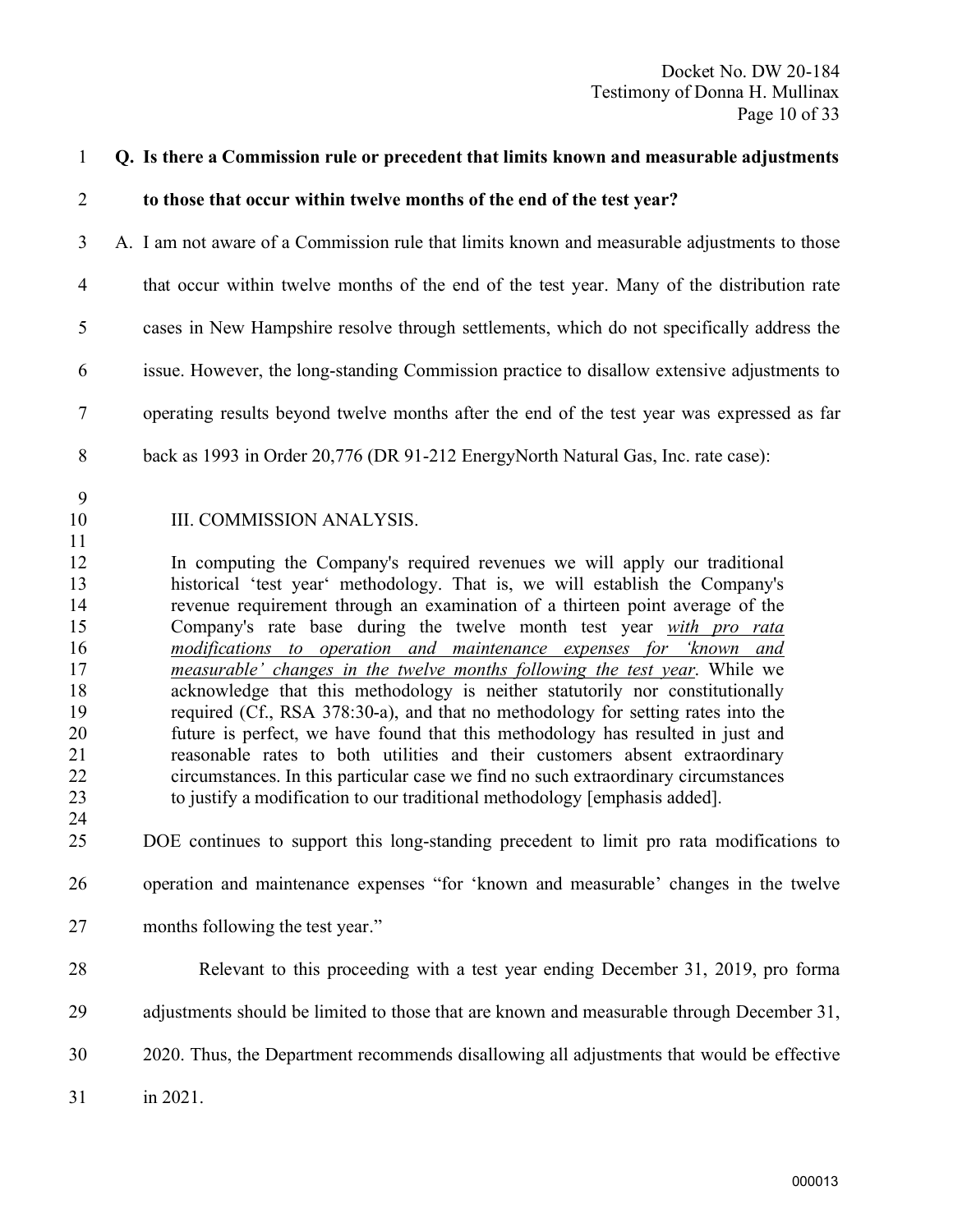**Q. Is there a Commission rule or precedent that limits known and measurable adjustments to those that occur within twelve months of the end of the test year?**

A. I am not aware of a Commission rule that limits known and measurable adjustments to those that occur within twelve months of the end of the test year. Many of the distribution rate cases in New Hampshire resolve through settlements, which do not specifically address the issue. However, the long-standing Commission practice to disallow extensive adjustments to operating results beyond twelve months after the end of the test year was expressed as far back as 1993 in Order 20,776 (DR 91-212 EnergyNorth Natural Gas, Inc. rate case):

> III. COMMISSION ANALYSIS.
>
> In computing the Company's required revenues we will apply our traditional historical 'test year' methodology. That is, we will establish the Company's revenue requirement through an examination of a thirteen point average of the Company's rate base during the twelve month test year <u>*with pro rata modifications to operation and maintenance expenses for 'known and measurable' changes in the twelve months following the test year*</u>. While we acknowledge that this methodology is neither statutorily nor constitutionally required (Cf., RSA 378:30-a), and that no methodology for setting rates into the future is perfect, we have found that this methodology has resulted in just and reasonable rates to both utilities and their customers absent extraordinary circumstances. In this particular case we find no such extraordinary circumstances to justify a modification to our traditional methodology [emphasis added].

DOE continues to support this long-standing precedent to limit pro rata modifications to operation and maintenance expenses "for 'known and measurable' changes in the twelve months following the test year."

Relevant to this proceeding with a test year ending December 31, 2019, pro forma adjustments should be limited to those that are known and measurable through December 31, 2020. Thus, the Department recommends disallowing all adjustments that would be effective in 2021.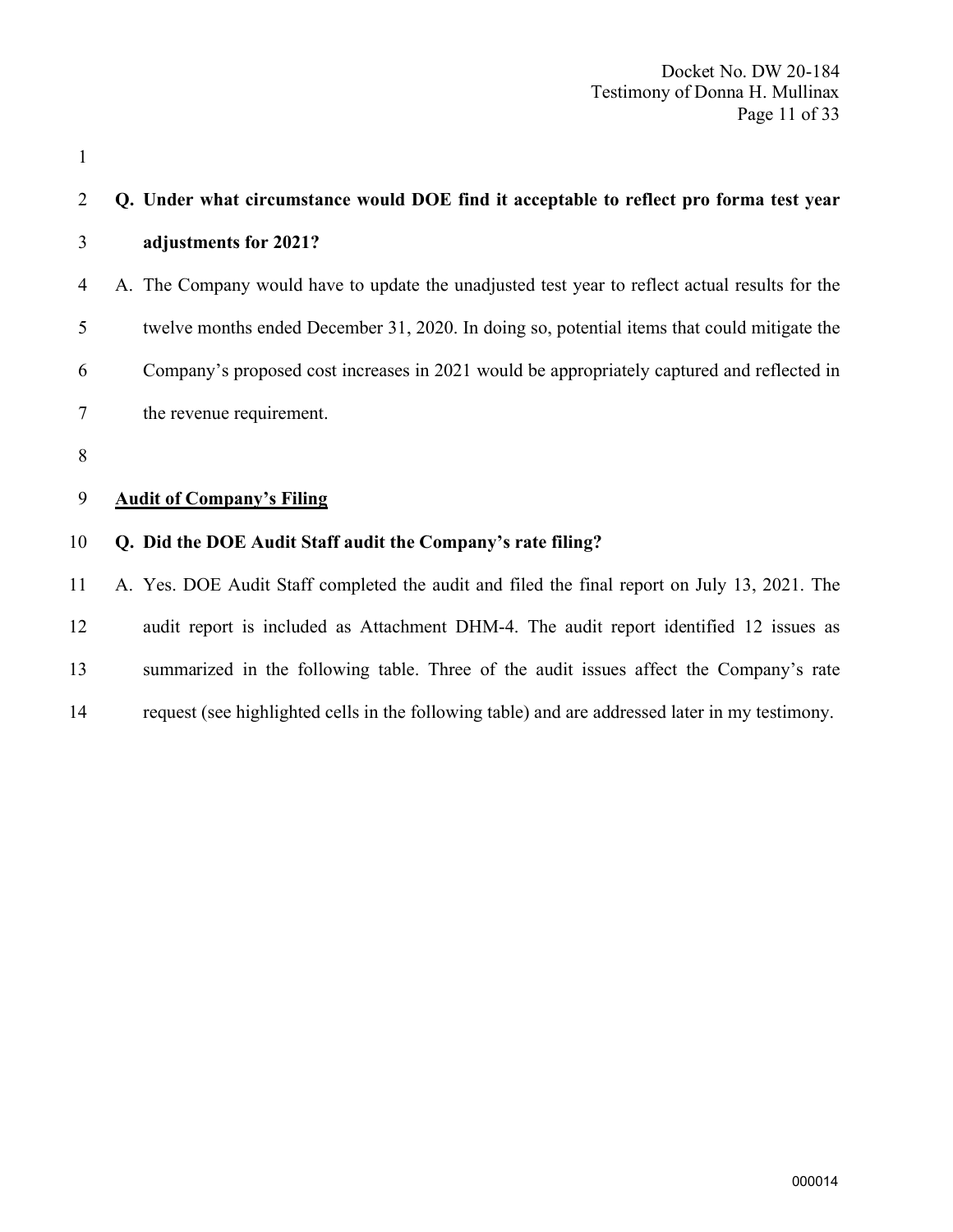**Q. Under what circumstance would DOE find it acceptable to reflect pro forma test year adjustments for 2021?**

A. The Company would have to update the unadjusted test year to reflect actual results for the twelve months ended December 31, 2020. In doing so, potential items that could mitigate the Company's proposed cost increases in 2021 would be appropriately captured and reflected in the revenue requirement.

## Audit of Company's Filing

**Q. Did the DOE Audit Staff audit the Company's rate filing?**

A. Yes. DOE Audit Staff completed the audit and filed the final report on July 13, 2021. The audit report is included as Attachment DHM-4. The audit report identified 12 issues as summarized in the following table. Three of the audit issues affect the Company's rate request (see highlighted cells in the following table) and are addressed later in my testimony.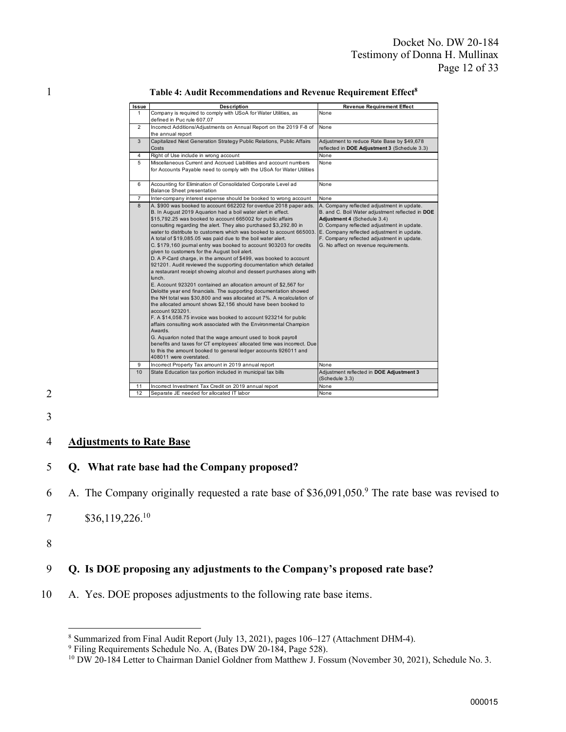**Table 4: Audit Recommendations and Revenue Requirement Effect**[8]

| Issue | Description | Revenue Requirement Effect |
|---|---|---|
| 1 | Company is required to comply with USoA for Water Utilities, as defined in Puc rule 607.07 | None |
| 2 | Incorrect Additions/Adjustments on Annual Report on the 2019 F-8 of the annual report | None |
| 3 | Capitalized Next Generation Strategy Public Relations, Public Affairs Costs | Adjustment to reduce Rate Base by $49,678 reflected in **DOE Adjustment 3** (Schedule 3.3) |
| 4 | Right of Use include in wrong account | None |
| 5 | Miscellaneous Current and Accrued Liabilities and account numbers for Accounts Payable need to comply with the USoA for Water Utilities | None |
| 6 | Accounting for Elimination of Consolidated Corporate Level ad Balance Sheet presentation | None |
| 7 | Inter-company interest expense should be booked to wrong account | None |
| 8 | A. $900 was booked to account 662202 for overdue 2018 paper ads. B. In August 2019 Aquarion had a boil water alert in effect. $15,792.25 was booked to account 665002 for public affairs consulting regarding the alert. They also purchased $3,292.80 in water to distribute to customers which was booked to account 665003. A total of $19,085.05 was paid due to the boil water alert. C. $179,160 journal entry was booked to account 903203 for credits given to customers for the August boil alert. D. A P-Card charge, in the amount of $499, was booked to account 921201. Audit reviewed the supporting documentation which detailed a restaurant receipt showing alcohol and dessert purchases along with lunch. E. Account 923201 contained an allocation amount of $2,567 for Deloitte year end financials. The supporting documentation showed the NH total was $30,800 and was allocated at 7%. A recalculation of the allocated amount shows $2,156 should have been booked to account 923201. F. A $14,058.75 invoice was booked to account 923214 for public affairs consulting work associated with the Environmental Champion Awards. G. Aquarion noted that the wage amount used to book payroll benefits and taxes for CT employees' allocated time was incorrect. Due to this the amount booked to general ledger accounts 926011 and 408011 were overstated. | A. Company reflected adjustment in update. B. and C. Boil Water adjustment reflected in **DOE Adjustment 4** (Schedule 3.4) D. Company reflected adjustment in update. E. Company reflected adjustment in update. F. Company reflected adjustment in update. G. No affect on revenue requirements. |
| 9 | Incorrect Property Tax amount in 2019 annual report | None |
| 10 | State Education tax portion included in municipal tax bills | Adjustment reflected in **DOE Adjustment 3** (Schedule 3.3) |
| 11 | Incorrect Investment Tax Credit on 2019 annual report | None |
| 12 | Separate JE needed for allocated IT labor | None |

## Adjustments to Rate Base

**Q. What rate base had the Company proposed?**

A. The Company originally requested a rate base of $36,091,050.[9] The rate base was revised to $36,119,226.[10]

**Q. Is DOE proposing any adjustments to the Company's proposed rate base?**

A. Yes. DOE proposes adjustments to the following rate base items.

---

[8] Summarized from Final Audit Report (July 13, 2021), pages 106–127 (Attachment DHM-4).

[9] Filing Requirements Schedule No. A, (Bates DW 20-184, Page 528).

[10] DW 20-184 Letter to Chairman Daniel Goldner from Matthew J. Fossum (November 30, 2021), Schedule No. 3.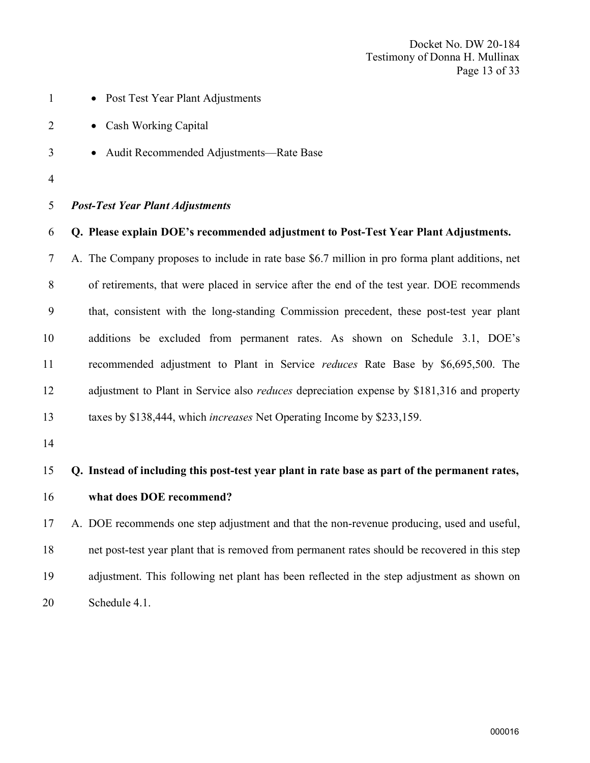- Post Test Year Plant Adjustments
- Cash Working Capital
- Audit Recommended Adjustments—Rate Base

***Post-Test Year Plant Adjustments***

**Q. Please explain DOE's recommended adjustment to Post-Test Year Plant Adjustments.**

A. The Company proposes to include in rate base $6.7 million in pro forma plant additions, net of retirements, that were placed in service after the end of the test year. DOE recommends that, consistent with the long-standing Commission precedent, these post-test year plant additions be excluded from permanent rates. As shown on Schedule 3.1, DOE's recommended adjustment to Plant in Service *reduces* Rate Base by $6,695,500. The adjustment to Plant in Service also *reduces* depreciation expense by $181,316 and property taxes by $138,444, which *increases* Net Operating Income by $233,159.

**Q. Instead of including this post-test year plant in rate base as part of the permanent rates, what does DOE recommend?**

A. DOE recommends one step adjustment and that the non-revenue producing, used and useful, net post-test year plant that is removed from permanent rates should be recovered in this step adjustment. This following net plant has been reflected in the step adjustment as shown on Schedule 4.1.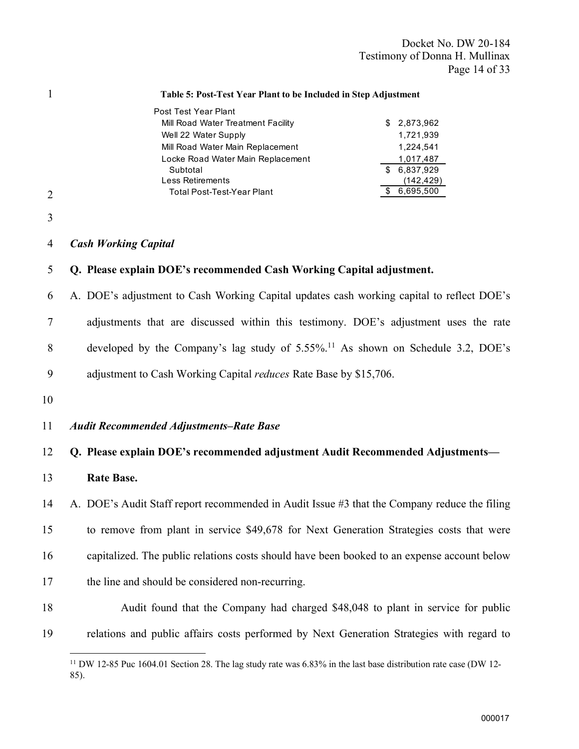**Table 5: Post-Test Year Plant to be Included in Step Adjustment**

| Post Test Year Plant | |
|---|---|
| Mill Road Water Treatment Facility | $ 2,873,962 |
| Well 22 Water Supply | 1,721,939 |
| Mill Road Water Main Replacement | 1,224,541 |
| Locke Road Water Main Replacement | 1,017,487 |
| Subtotal | $ 6,837,929 |
| Less Retirements | (142,429) |
| Total Post-Test-Year Plant | $ 6,695,500 |

### *Cash Working Capital*

**Q. Please explain DOE's recommended Cash Working Capital adjustment.**

A. DOE's adjustment to Cash Working Capital updates cash working capital to reflect DOE's adjustments that are discussed within this testimony. DOE's adjustment uses the rate developed by the Company's lag study of 5.55%.[11] As shown on Schedule 3.2, DOE's adjustment to Cash Working Capital *reduces* Rate Base by $15,706.

### *Audit Recommended Adjustments–Rate Base*

**Q. Please explain DOE's recommended adjustment Audit Recommended Adjustments—Rate Base.**

A. DOE's Audit Staff report recommended in Audit Issue #3 that the Company reduce the filing to remove from plant in service $49,678 for Next Generation Strategies costs that were capitalized. The public relations costs should have been booked to an expense account below the line and should be considered non-recurring.

Audit found that the Company had charged $48,048 to plant in service for public relations and public affairs costs performed by Next Generation Strategies with regard to

---

[11] DW 12-85 Puc 1604.01 Section 28. The lag study rate was 6.83% in the last base distribution rate case (DW 12-85).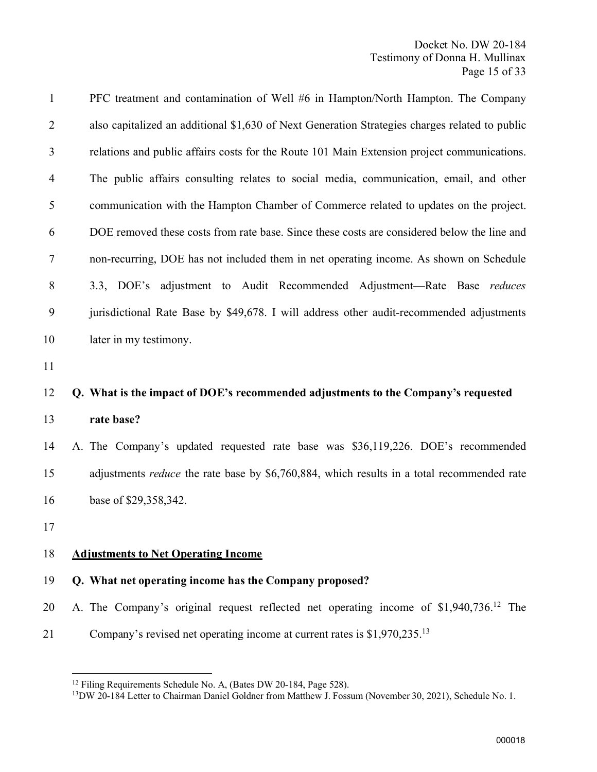PFC treatment and contamination of Well #6 in Hampton/North Hampton. The Company also capitalized an additional $1,630 of Next Generation Strategies charges related to public relations and public affairs costs for the Route 101 Main Extension project communications. The public affairs consulting relates to social media, communication, email, and other communication with the Hampton Chamber of Commerce related to updates on the project. DOE removed these costs from rate base. Since these costs are considered below the line and non-recurring, DOE has not included them in net operating income. As shown on Schedule 3.3, DOE's adjustment to Audit Recommended Adjustment—Rate Base *reduces* jurisdictional Rate Base by $49,678. I will address other audit-recommended adjustments later in my testimony.

**Q. What is the impact of DOE's recommended adjustments to the Company's requested rate base?**

A. The Company's updated requested rate base was $36,119,226. DOE's recommended adjustments *reduce* the rate base by $6,760,884, which results in a total recommended rate base of $29,358,342.

## Adjustments to Net Operating Income

**Q. What net operating income has the Company proposed?**

A. The Company's original request reflected net operating income of $1,940,736.[12] The Company's revised net operating income at current rates is $1,970,235.[13]

---

[12] Filing Requirements Schedule No. A, (Bates DW 20-184, Page 528).

[13] DW 20-184 Letter to Chairman Daniel Goldner from Matthew J. Fossum (November 30, 2021), Schedule No. 1.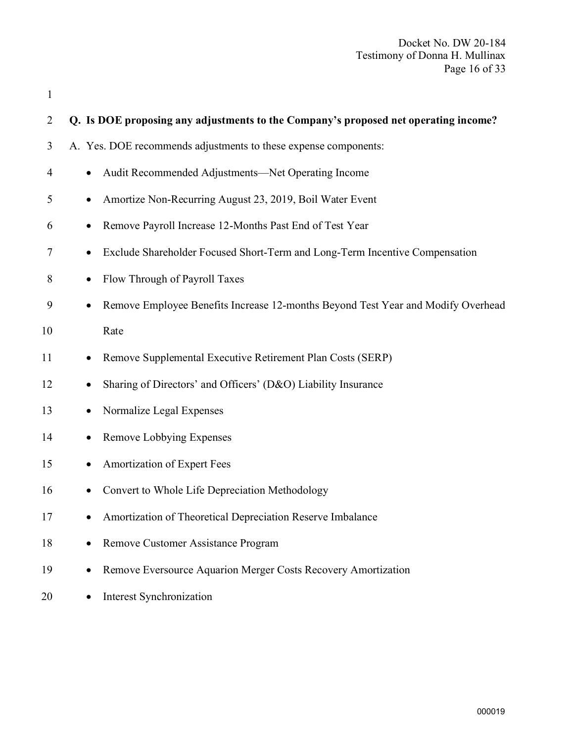**Q. Is DOE proposing any adjustments to the Company's proposed net operating income?**

A. Yes. DOE recommends adjustments to these expense components:

- Audit Recommended Adjustments—Net Operating Income
- Amortize Non-Recurring August 23, 2019, Boil Water Event
- Remove Payroll Increase 12-Months Past End of Test Year
- Exclude Shareholder Focused Short-Term and Long-Term Incentive Compensation
- Flow Through of Payroll Taxes
- Remove Employee Benefits Increase 12-months Beyond Test Year and Modify Overhead Rate
- Remove Supplemental Executive Retirement Plan Costs (SERP)
- Sharing of Directors' and Officers' (D&O) Liability Insurance
- Normalize Legal Expenses
- Remove Lobbying Expenses
- Amortization of Expert Fees
- Convert to Whole Life Depreciation Methodology
- Amortization of Theoretical Depreciation Reserve Imbalance
- Remove Customer Assistance Program
- Remove Eversource Aquarion Merger Costs Recovery Amortization
- Interest Synchronization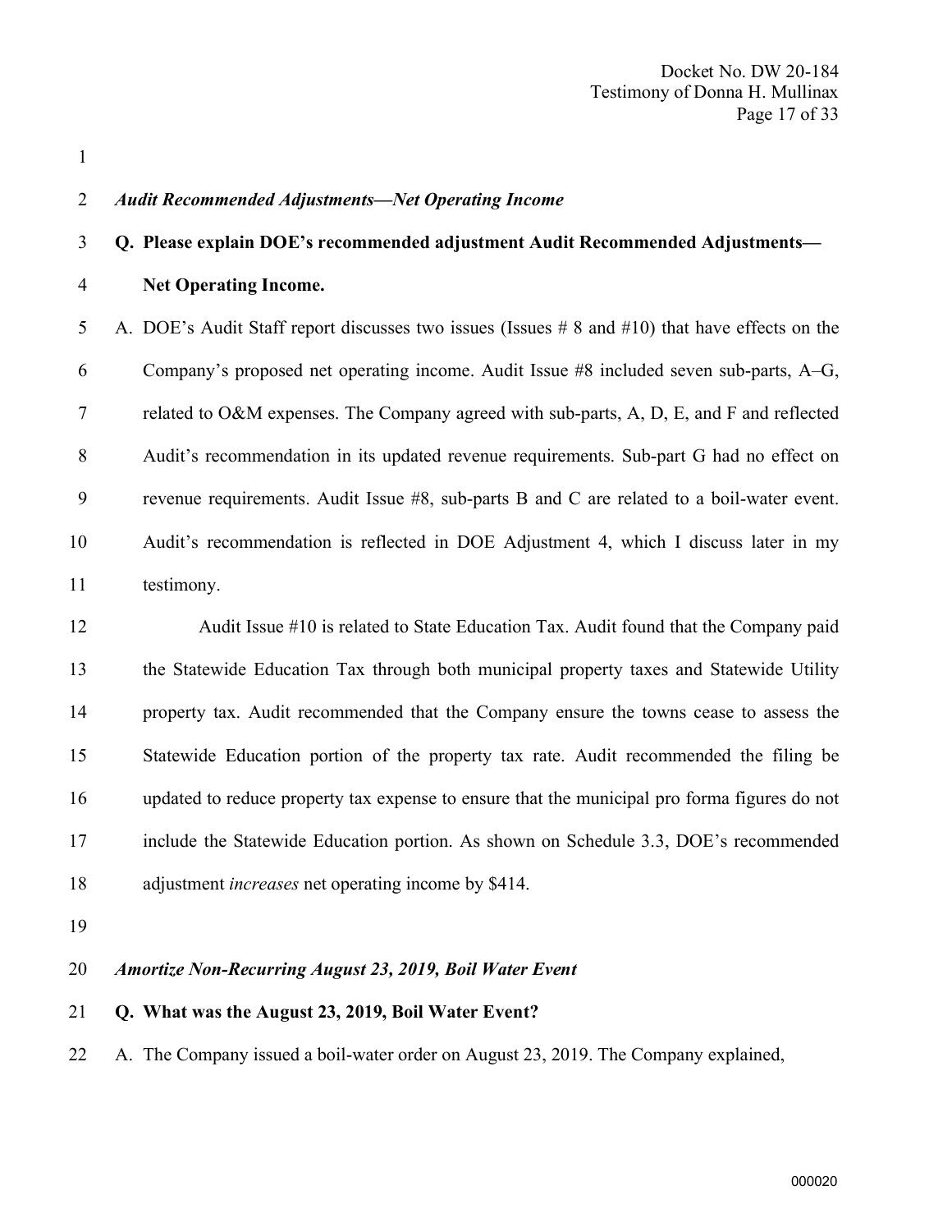*Audit Recommended Adjustments—Net Operating Income*

**Q. Please explain DOE's recommended adjustment Audit Recommended Adjustments—Net Operating Income.**

A. DOE's Audit Staff report discusses two issues (Issues # 8 and #10) that have effects on the Company's proposed net operating income. Audit Issue #8 included seven sub-parts, A–G, related to O&M expenses. The Company agreed with sub-parts, A, D, E, and F and reflected Audit's recommendation in its updated revenue requirements. Sub-part G had no effect on revenue requirements. Audit Issue #8, sub-parts B and C are related to a boil-water event. Audit's recommendation is reflected in DOE Adjustment 4, which I discuss later in my testimony.

Audit Issue #10 is related to State Education Tax. Audit found that the Company paid the Statewide Education Tax through both municipal property taxes and Statewide Utility property tax. Audit recommended that the Company ensure the towns cease to assess the Statewide Education portion of the property tax rate. Audit recommended the filing be updated to reduce property tax expense to ensure that the municipal pro forma figures do not include the Statewide Education portion. As shown on Schedule 3.3, DOE's recommended adjustment *increases* net operating income by $414.

*Amortize Non-Recurring August 23, 2019, Boil Water Event*

**Q. What was the August 23, 2019, Boil Water Event?**

A. The Company issued a boil-water order on August 23, 2019. The Company explained,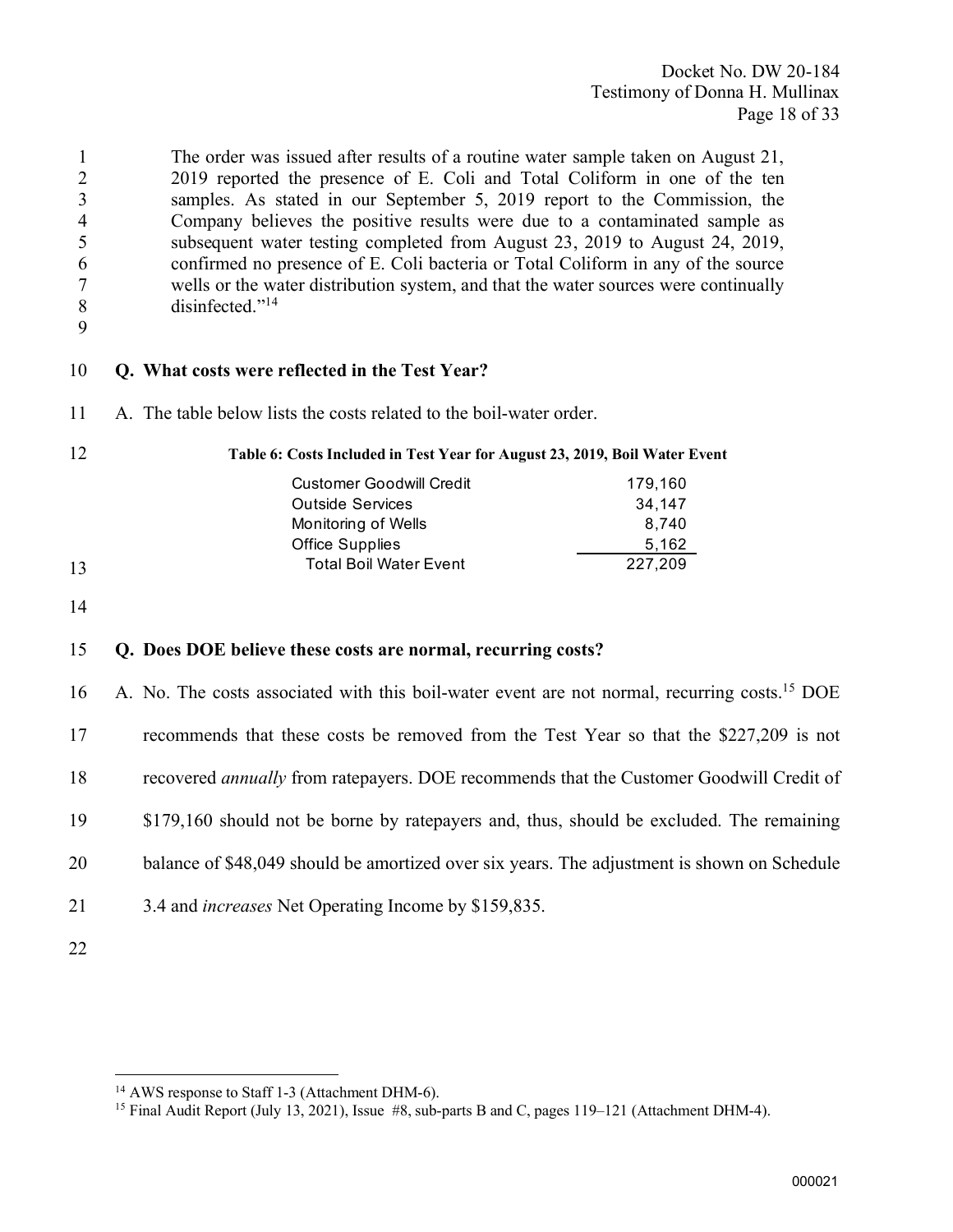The order was issued after results of a routine water sample taken on August 21, 2019 reported the presence of E. Coli and Total Coliform in one of the ten samples. As stated in our September 5, 2019 report to the Commission, the Company believes the positive results were due to a contaminated sample as subsequent water testing completed from August 23, 2019 to August 24, 2019, confirmed no presence of E. Coli bacteria or Total Coliform in any of the source wells or the water distribution system, and that the water sources were continually disinfected."[14]

**Q. What costs were reflected in the Test Year?**

A. The table below lists the costs related to the boil-water order.

**Table 6: Costs Included in Test Year for August 23, 2019, Boil Water Event**

| | |
|---|---|
| Customer Goodwill Credit | 179,160 |
| Outside Services | 34,147 |
| Monitoring of Wells | 8,740 |
| Office Supplies | 5,162 |
| Total Boil Water Event | 227,209 |

**Q. Does DOE believe these costs are normal, recurring costs?**

A. No. The costs associated with this boil-water event are not normal, recurring costs.[15] DOE recommends that these costs be removed from the Test Year so that the $227,209 is not recovered *annually* from ratepayers. DOE recommends that the Customer Goodwill Credit of $179,160 should not be borne by ratepayers and, thus, should be excluded. The remaining balance of $48,049 should be amortized over six years. The adjustment is shown on Schedule 3.4 and *increases* Net Operating Income by $159,835.

---

[14] AWS response to Staff 1-3 (Attachment DHM-6).

[15] Final Audit Report (July 13, 2021), Issue #8, sub-parts B and C, pages 119–121 (Attachment DHM-4).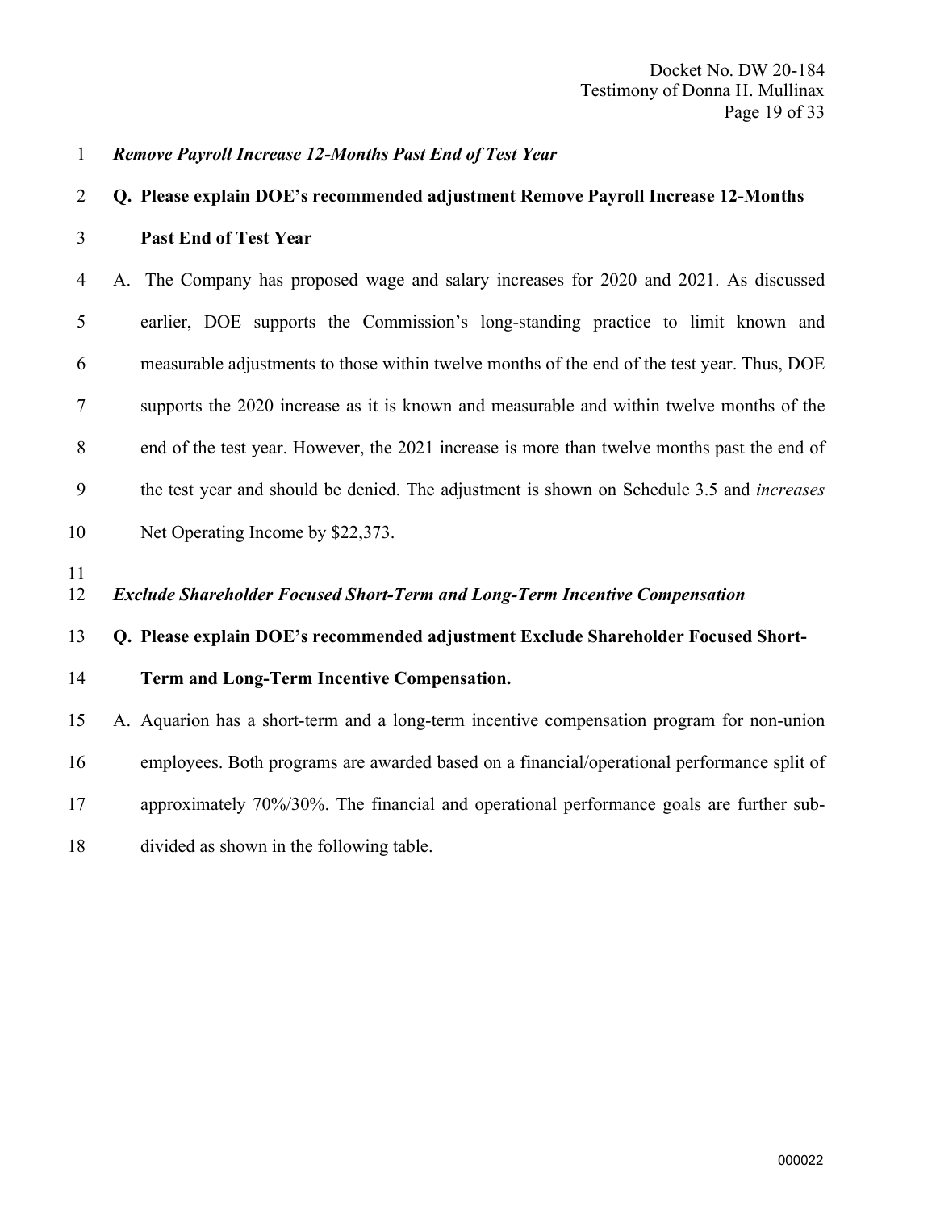*Remove Payroll Increase 12-Months Past End of Test Year*

**Q. Please explain DOE's recommended adjustment Remove Payroll Increase 12-Months Past End of Test Year**

A. The Company has proposed wage and salary increases for 2020 and 2021. As discussed earlier, DOE supports the Commission's long-standing practice to limit known and measurable adjustments to those within twelve months of the end of the test year. Thus, DOE supports the 2020 increase as it is known and measurable and within twelve months of the end of the test year. However, the 2021 increase is more than twelve months past the end of the test year and should be denied. The adjustment is shown on Schedule 3.5 and *increases* Net Operating Income by $22,373.

*Exclude Shareholder Focused Short-Term and Long-Term Incentive Compensation*

**Q. Please explain DOE's recommended adjustment Exclude Shareholder Focused Short-Term and Long-Term Incentive Compensation.**

A. Aquarion has a short-term and a long-term incentive compensation program for non-union employees. Both programs are awarded based on a financial/operational performance split of approximately 70%/30%. The financial and operational performance goals are further sub-divided as shown in the following table.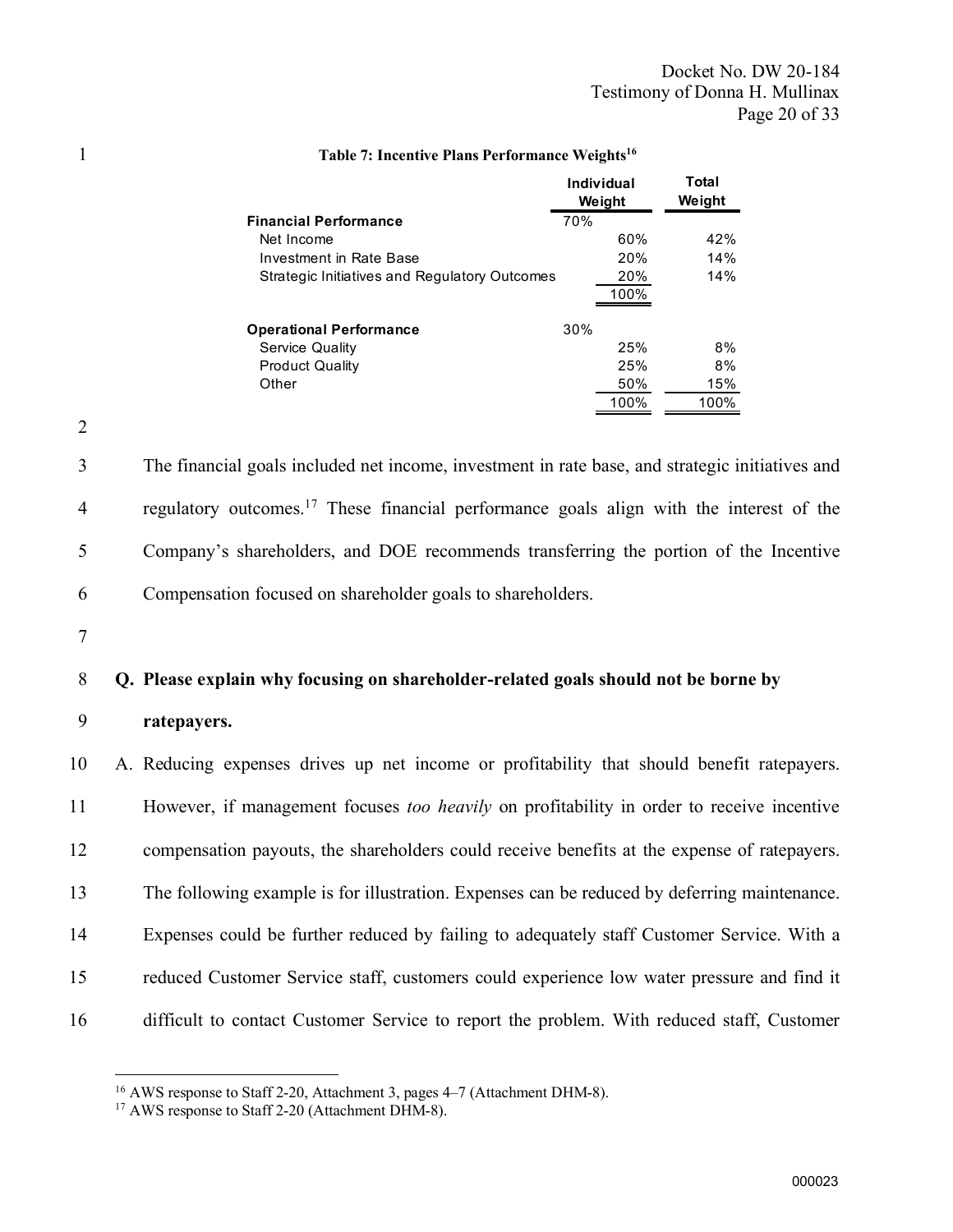**Table 7: Incentive Plans Performance Weights**[16]

| | | Individual Weight | Total Weight |
|---|---|---|---|
| **Financial Performance** | 70% | | |
| Net Income | | 60% | 42% |
| Investment in Rate Base | | 20% | 14% |
| Strategic Initiatives and Regulatory Outcomes | | 20% | 14% |
| | | 100% | |
| **Operational Performance** | 30% | | |
| Service Quality | | 25% | 8% |
| Product Quality | | 25% | 8% |
| Other | | 50% | 15% |
| | | 100% | 100% |

The financial goals included net income, investment in rate base, and strategic initiatives and regulatory outcomes.[17] These financial performance goals align with the interest of the Company's shareholders, and DOE recommends transferring the portion of the Incentive Compensation focused on shareholder goals to shareholders.

**Q. Please explain why focusing on shareholder-related goals should not be borne by ratepayers.**

A. Reducing expenses drives up net income or profitability that should benefit ratepayers. However, if management focuses *too heavily* on profitability in order to receive incentive compensation payouts, the shareholders could receive benefits at the expense of ratepayers. The following example is for illustration. Expenses can be reduced by deferring maintenance. Expenses could be further reduced by failing to adequately staff Customer Service. With a reduced Customer Service staff, customers could experience low water pressure and find it difficult to contact Customer Service to report the problem. With reduced staff, Customer

---

[16] AWS response to Staff 2-20, Attachment 3, pages 4–7 (Attachment DHM-8).

[17] AWS response to Staff 2-20 (Attachment DHM-8).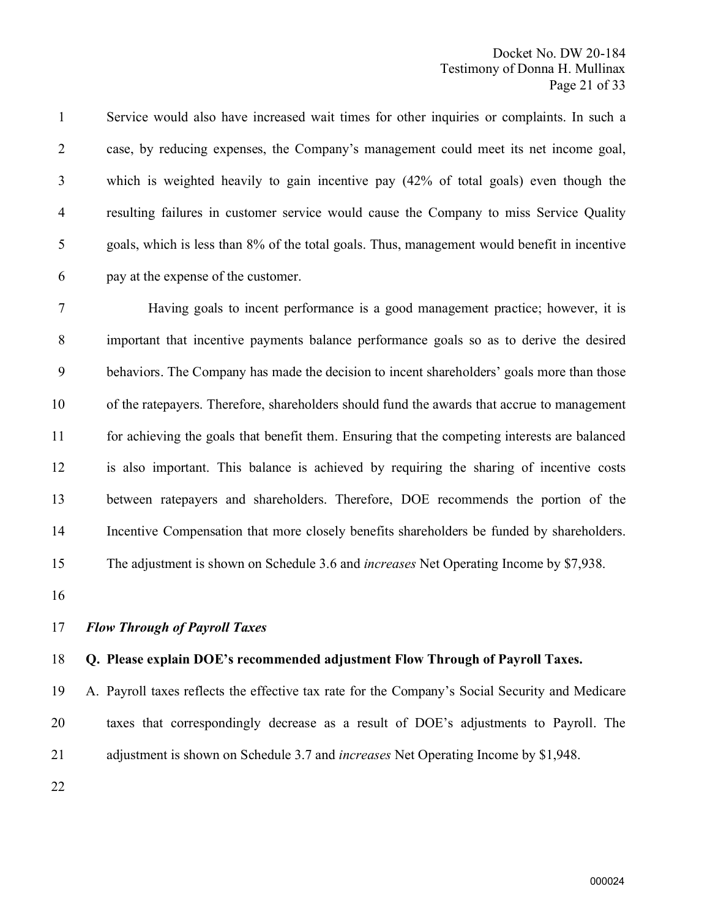Service would also have increased wait times for other inquiries or complaints. In such a case, by reducing expenses, the Company's management could meet its net income goal, which is weighted heavily to gain incentive pay (42% of total goals) even though the resulting failures in customer service would cause the Company to miss Service Quality goals, which is less than 8% of the total goals. Thus, management would benefit in incentive pay at the expense of the customer.

Having goals to incent performance is a good management practice; however, it is important that incentive payments balance performance goals so as to derive the desired behaviors. The Company has made the decision to incent shareholders' goals more than those of the ratepayers. Therefore, shareholders should fund the awards that accrue to management for achieving the goals that benefit them. Ensuring that the competing interests are balanced is also important. This balance is achieved by requiring the sharing of incentive costs between ratepayers and shareholders. Therefore, DOE recommends the portion of the Incentive Compensation that more closely benefits shareholders be funded by shareholders. The adjustment is shown on Schedule 3.6 and *increases* Net Operating Income by $7,938.

***Flow Through of Payroll Taxes***

**Q. Please explain DOE's recommended adjustment Flow Through of Payroll Taxes.**

A. Payroll taxes reflects the effective tax rate for the Company's Social Security and Medicare taxes that correspondingly decrease as a result of DOE's adjustments to Payroll. The adjustment is shown on Schedule 3.7 and *increases* Net Operating Income by $1,948.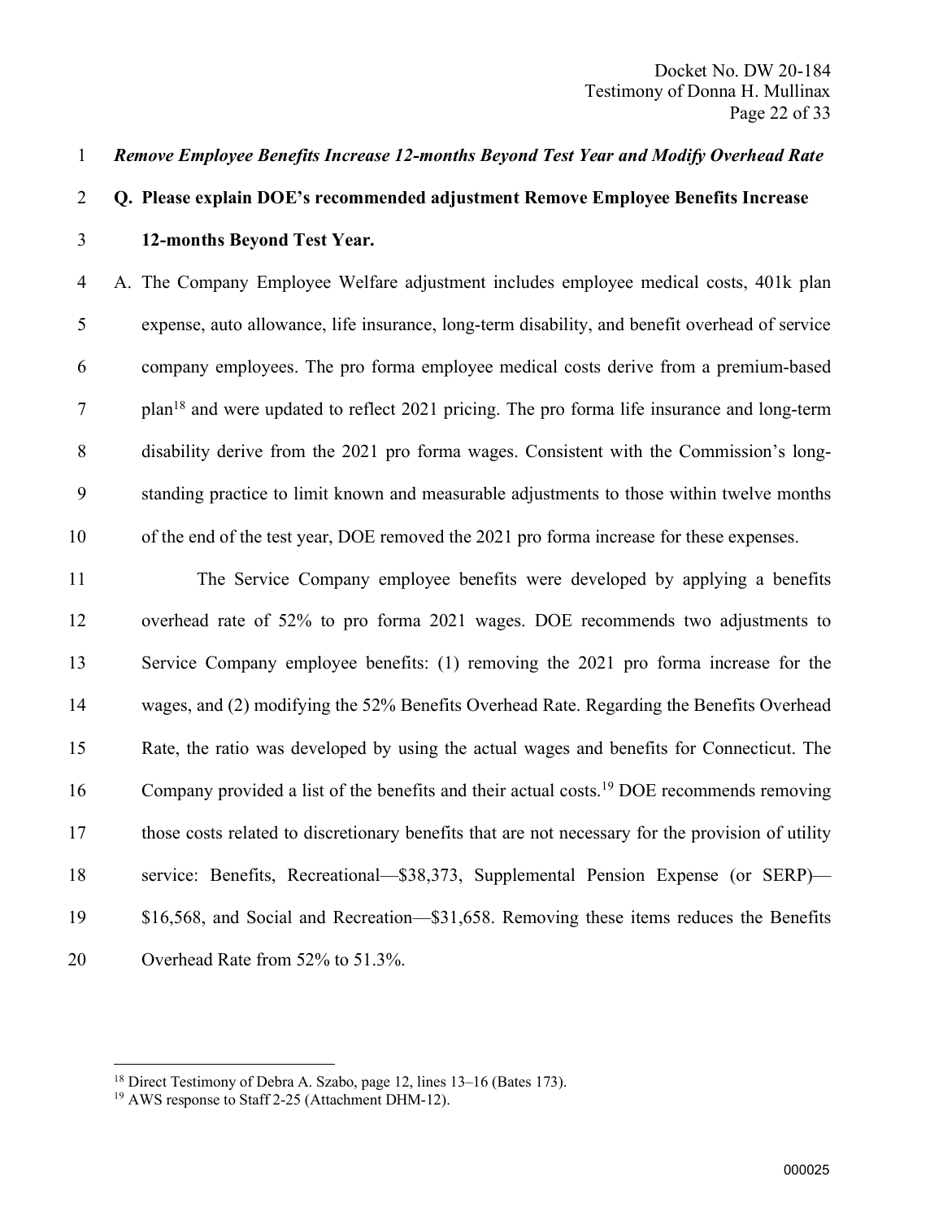***Remove Employee Benefits Increase 12-months Beyond Test Year and Modify Overhead Rate***

**Q. Please explain DOE's recommended adjustment Remove Employee Benefits Increase 12-months Beyond Test Year.**

A. The Company Employee Welfare adjustment includes employee medical costs, 401k plan expense, auto allowance, life insurance, long-term disability, and benefit overhead of service company employees. The pro forma employee medical costs derive from a premium-based plan[18] and were updated to reflect 2021 pricing. The pro forma life insurance and long-term disability derive from the 2021 pro forma wages. Consistent with the Commission's long-standing practice to limit known and measurable adjustments to those within twelve months of the end of the test year, DOE removed the 2021 pro forma increase for these expenses.

The Service Company employee benefits were developed by applying a benefits overhead rate of 52% to pro forma 2021 wages. DOE recommends two adjustments to Service Company employee benefits: (1) removing the 2021 pro forma increase for the wages, and (2) modifying the 52% Benefits Overhead Rate. Regarding the Benefits Overhead Rate, the ratio was developed by using the actual wages and benefits for Connecticut. The Company provided a list of the benefits and their actual costs.[19] DOE recommends removing those costs related to discretionary benefits that are not necessary for the provision of utility service: Benefits, Recreational—$38,373, Supplemental Pension Expense (or SERP)—$16,568, and Social and Recreation—$31,658. Removing these items reduces the Benefits Overhead Rate from 52% to 51.3%.

---

[18] Direct Testimony of Debra A. Szabo, page 12, lines 13–16 (Bates 173).

[19] AWS response to Staff 2-25 (Attachment DHM-12).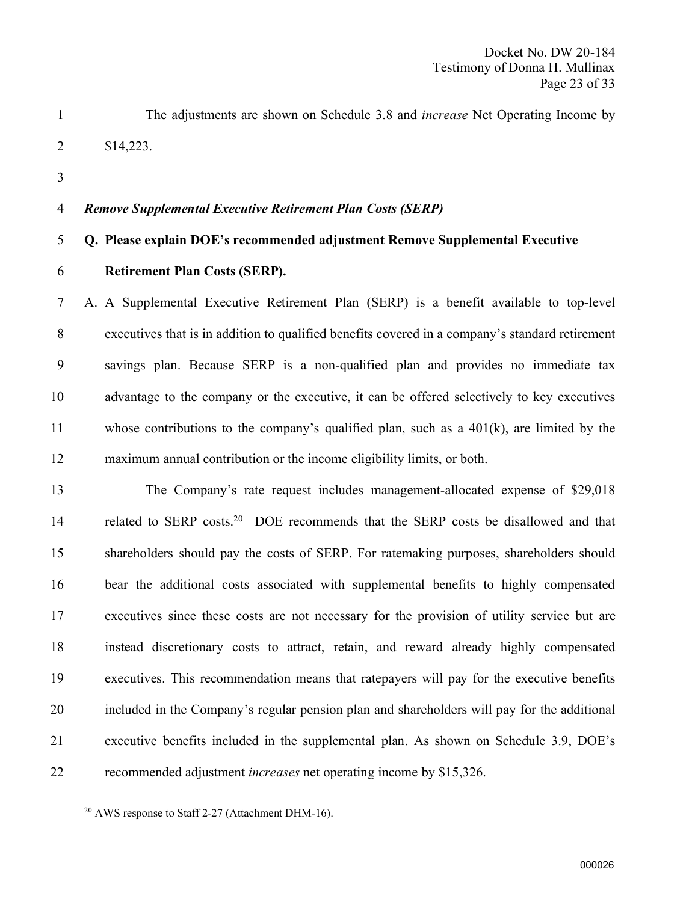The adjustments are shown on Schedule 3.8 and *increase* Net Operating Income by $14,223.

***Remove Supplemental Executive Retirement Plan Costs (SERP)***

**Q. Please explain DOE's recommended adjustment Remove Supplemental Executive Retirement Plan Costs (SERP).**

A. A Supplemental Executive Retirement Plan (SERP) is a benefit available to top-level executives that is in addition to qualified benefits covered in a company's standard retirement savings plan. Because SERP is a non-qualified plan and provides no immediate tax advantage to the company or the executive, it can be offered selectively to key executives whose contributions to the company's qualified plan, such as a 401(k), are limited by the maximum annual contribution or the income eligibility limits, or both.

The Company's rate request includes management-allocated expense of $29,018 related to SERP costs.[20] DOE recommends that the SERP costs be disallowed and that shareholders should pay the costs of SERP. For ratemaking purposes, shareholders should bear the additional costs associated with supplemental benefits to highly compensated executives since these costs are not necessary for the provision of utility service but are instead discretionary costs to attract, retain, and reward already highly compensated executives. This recommendation means that ratepayers will pay for the executive benefits included in the Company's regular pension plan and shareholders will pay for the additional executive benefits included in the supplemental plan. As shown on Schedule 3.9, DOE's recommended adjustment *increases* net operating income by $15,326.

[20] AWS response to Staff 2-27 (Attachment DHM-16).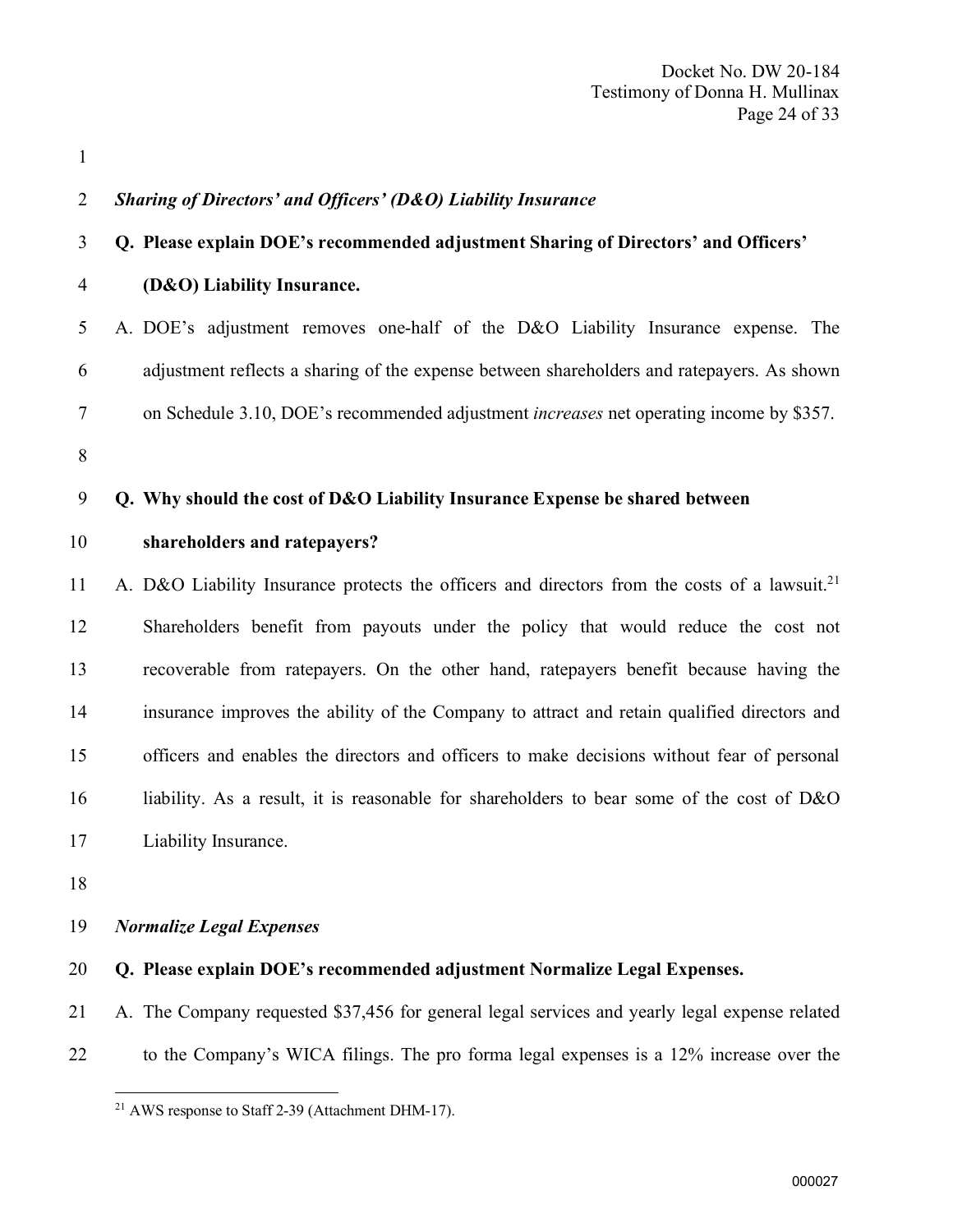*Sharing of Directors' and Officers' (D&O) Liability Insurance*

**Q. Please explain DOE's recommended adjustment Sharing of Directors' and Officers' (D&O) Liability Insurance.**

A. DOE's adjustment removes one-half of the D&O Liability Insurance expense. The adjustment reflects a sharing of the expense between shareholders and ratepayers. As shown on Schedule 3.10, DOE's recommended adjustment *increases* net operating income by $357.

**Q. Why should the cost of D&O Liability Insurance Expense be shared between shareholders and ratepayers?**

A. D&O Liability Insurance protects the officers and directors from the costs of a lawsuit.[21] Shareholders benefit from payouts under the policy that would reduce the cost not recoverable from ratepayers. On the other hand, ratepayers benefit because having the insurance improves the ability of the Company to attract and retain qualified directors and officers and enables the directors and officers to make decisions without fear of personal liability. As a result, it is reasonable for shareholders to bear some of the cost of D&O Liability Insurance.

*Normalize Legal Expenses*

**Q. Please explain DOE's recommended adjustment Normalize Legal Expenses.**

A. The Company requested $37,456 for general legal services and yearly legal expense related to the Company's WICA filings. The pro forma legal expenses is a 12% increase over the

[21] AWS response to Staff 2-39 (Attachment DHM-17).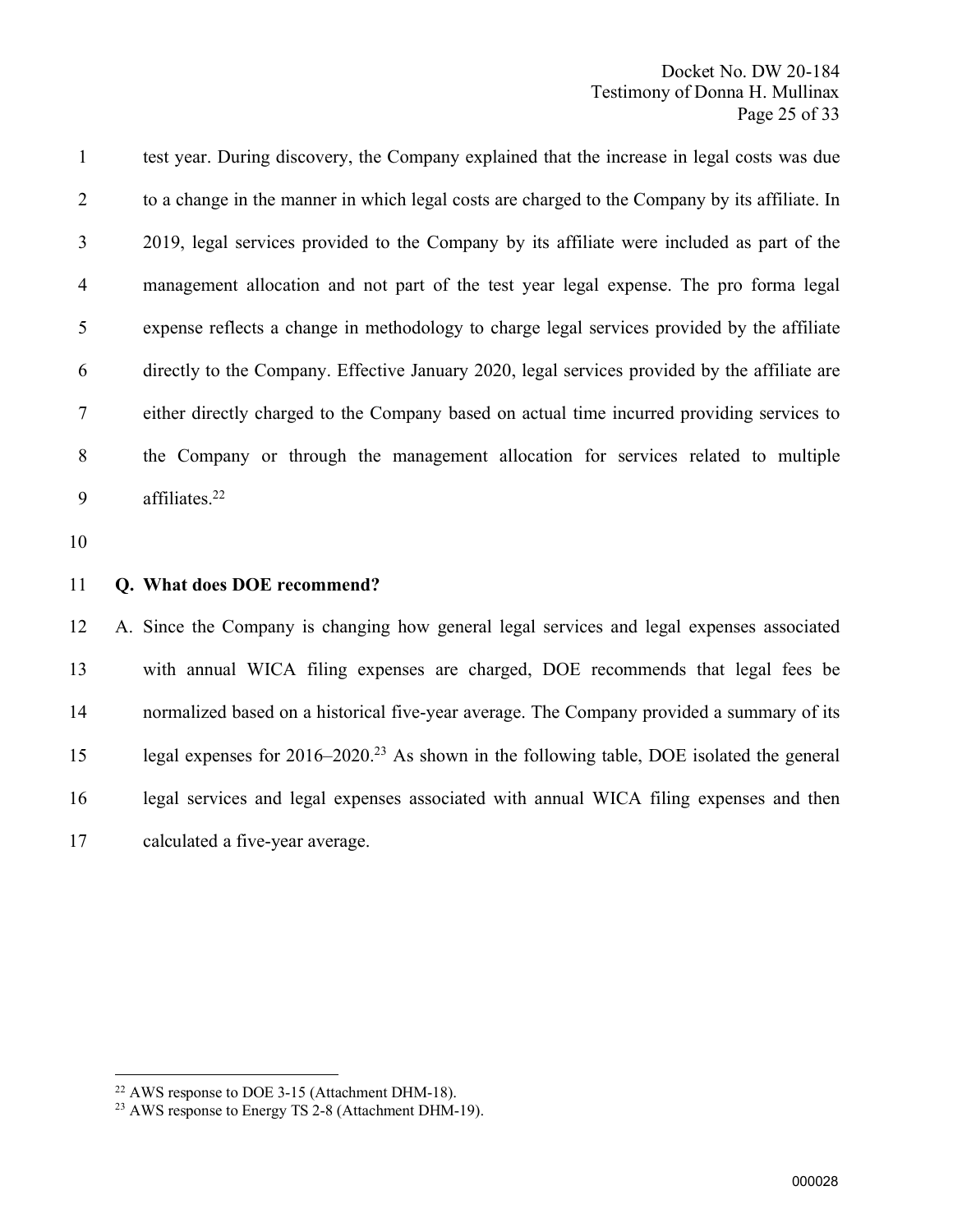test year. During discovery, the Company explained that the increase in legal costs was due to a change in the manner in which legal costs are charged to the Company by its affiliate. In 2019, legal services provided to the Company by its affiliate were included as part of the management allocation and not part of the test year legal expense. The pro forma legal expense reflects a change in methodology to charge legal services provided by the affiliate directly to the Company. Effective January 2020, legal services provided by the affiliate are either directly charged to the Company based on actual time incurred providing services to the Company or through the management allocation for services related to multiple affiliates.[22]

**Q. What does DOE recommend?**

A. Since the Company is changing how general legal services and legal expenses associated with annual WICA filing expenses are charged, DOE recommends that legal fees be normalized based on a historical five-year average. The Company provided a summary of its legal expenses for 2016–2020.[23] As shown in the following table, DOE isolated the general legal services and legal expenses associated with annual WICA filing expenses and then calculated a five-year average.

---

[22] AWS response to DOE 3-15 (Attachment DHM-18).

[23] AWS response to Energy TS 2-8 (Attachment DHM-19).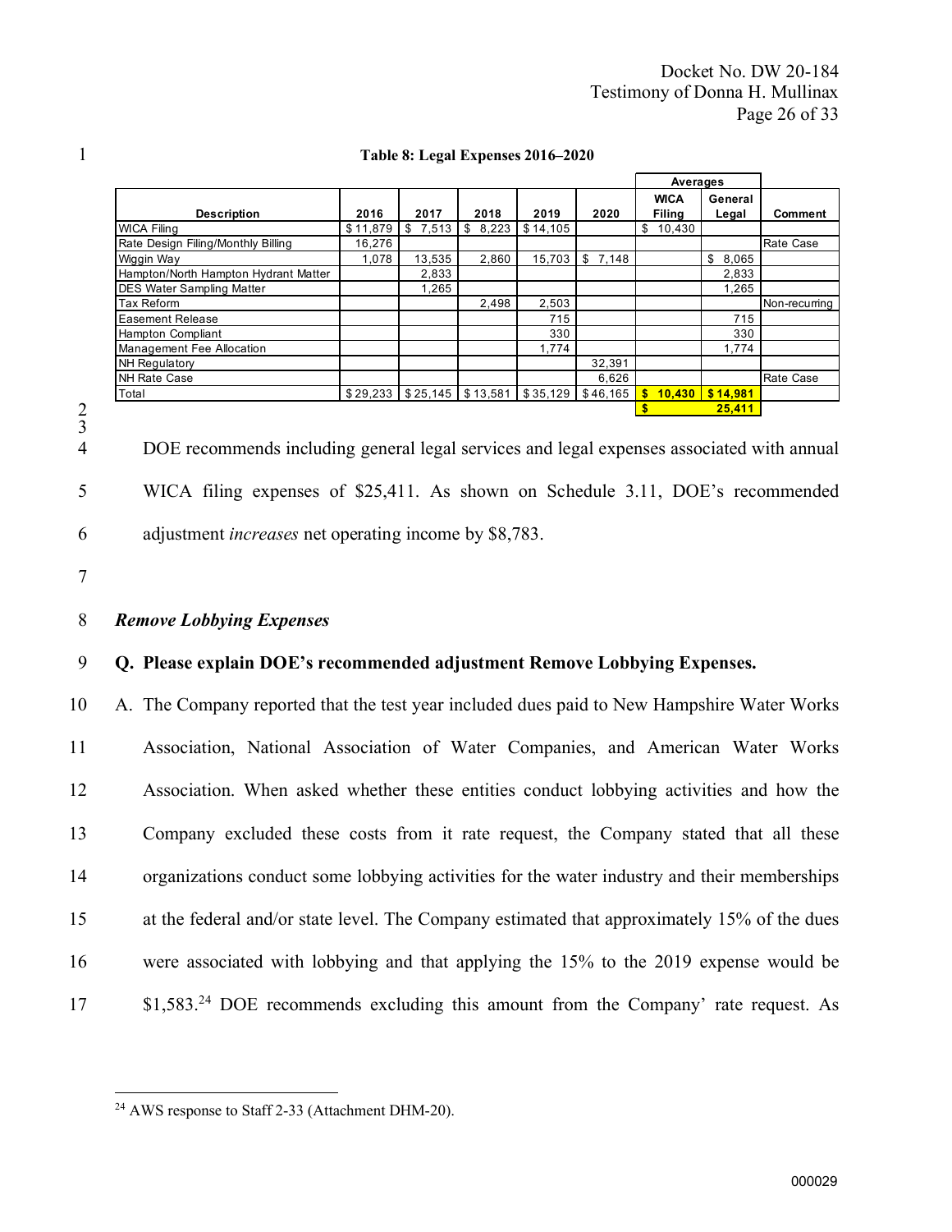**Table 8: Legal Expenses 2016–2020**

| Description | 2016 | 2017 | 2018 | 2019 | 2020 | Averages WICA Filing | Averages General Legal | Comment |
|---|---|---|---|---|---|---|---|---|
| WICA Filing | $ 11,879 | $ 7,513 | $ 8,223 | $ 14,105 | | $ 10,430 | | |
| Rate Design Filing/Monthly Billing | 16,276 | | | | | | | Rate Case |
| Wiggin Way | 1,078 | 13,535 | 2,860 | 15,703 | $ 7,148 | | $ 8,065 | |
| Hampton/North Hampton Hydrant Matter | | 2,833 | | | | | 2,833 | |
| DES Water Sampling Matter | | 1,265 | | | | | 1,265 | |
| Tax Reform | | | 2,498 | 2,503 | | | | Non-recurring |
| Easement Release | | | | 715 | | | 715 | |
| Hampton Compliant | | | | 330 | | | 330 | |
| Management Fee Allocation | | | | 1,774 | | | 1,774 | |
| NH Regulatory | | | | | 32,391 | | | |
| NH Rate Case | | | | | 6,626 | | | Rate Case |
| Total | $ 29,233 | $ 25,145 | $ 13,581 | $ 35,129 | $ 46,165 | $ 10,430 | $ 14,981 | |
| | | | | | | $ 25,411 | | |

DOE recommends including general legal services and legal expenses associated with annual WICA filing expenses of $25,411. As shown on Schedule 3.11, DOE's recommended adjustment *increases* net operating income by $8,783.

***Remove Lobbying Expenses***

**Q. Please explain DOE's recommended adjustment Remove Lobbying Expenses.**

A. The Company reported that the test year included dues paid to New Hampshire Water Works Association, National Association of Water Companies, and American Water Works Association. When asked whether these entities conduct lobbying activities and how the Company excluded these costs from it rate request, the Company stated that all these organizations conduct some lobbying activities for the water industry and their memberships at the federal and/or state level. The Company estimated that approximately 15% of the dues were associated with lobbying and that applying the 15% to the 2019 expense would be $1,583.[24] DOE recommends excluding this amount from the Company' rate request. As

[24] AWS response to Staff 2-33 (Attachment DHM-20).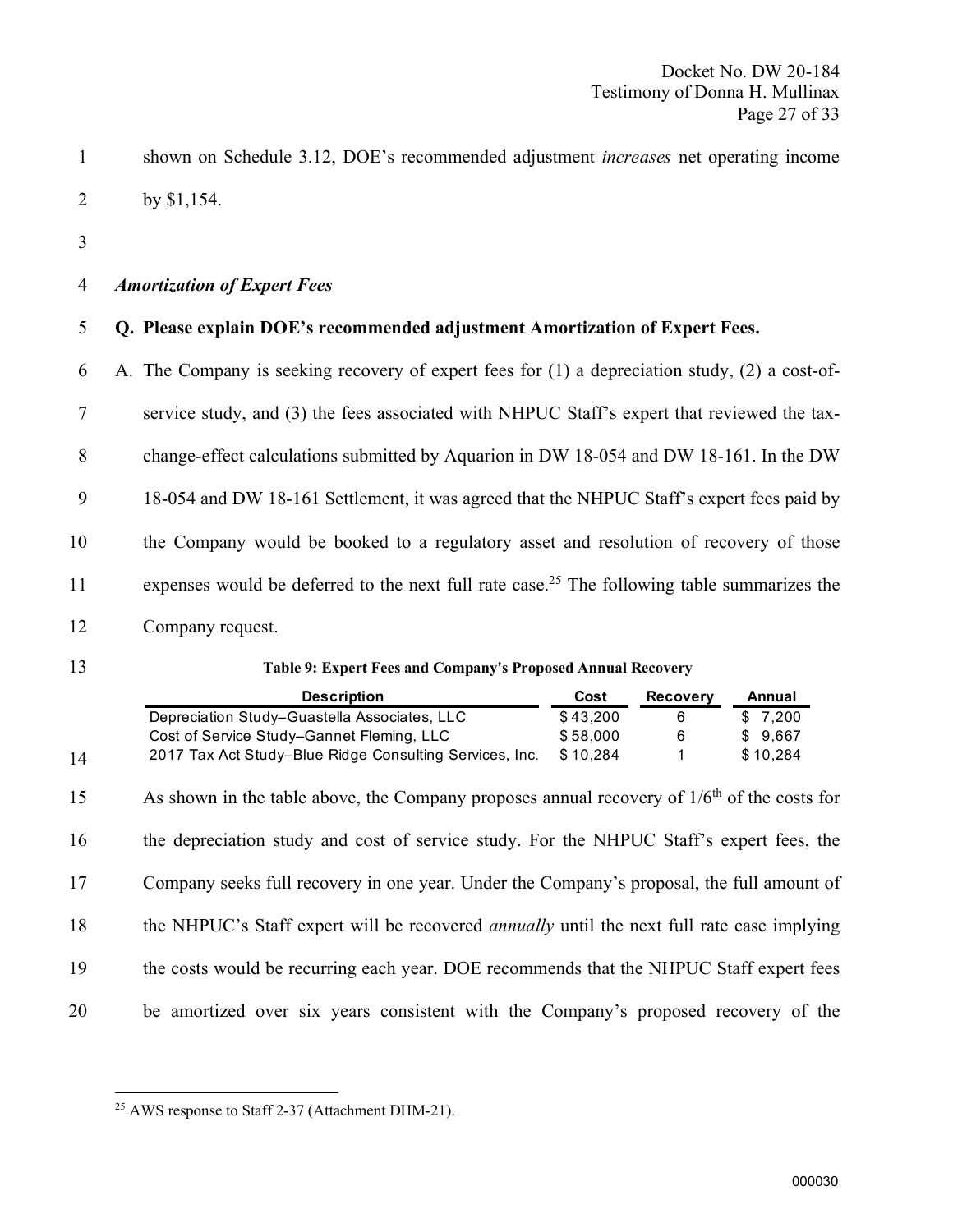shown on Schedule 3.12, DOE's recommended adjustment *increases* net operating income by $1,154.

*Amortization of Expert Fees*

**Q. Please explain DOE's recommended adjustment Amortization of Expert Fees.**

A. The Company is seeking recovery of expert fees for (1) a depreciation study, (2) a cost-of-service study, and (3) the fees associated with NHPUC Staff's expert that reviewed the tax-change-effect calculations submitted by Aquarion in DW 18-054 and DW 18-161. In the DW 18-054 and DW 18-161 Settlement, it was agreed that the NHPUC Staff's expert fees paid by the Company would be booked to a regulatory asset and resolution of recovery of those expenses would be deferred to the next full rate case.[25] The following table summarizes the Company request.

**Table 9: Expert Fees and Company's Proposed Annual Recovery**

| Description | Cost | Recovery | Annual |
|---|---|---|---|
| Depreciation Study–Guastella Associates, LLC | $ 43,200 | 6 | $ 7,200 |
| Cost of Service Study–Gannet Fleming, LLC | $ 58,000 | 6 | $ 9,667 |
| 2017 Tax Act Study–Blue Ridge Consulting Services, Inc. | $ 10,284 | 1 | $ 10,284 |

As shown in the table above, the Company proposes annual recovery of 1/6[th] of the costs for the depreciation study and cost of service study. For the NHPUC Staff's expert fees, the Company seeks full recovery in one year. Under the Company's proposal, the full amount of the NHPUC's Staff expert will be recovered *annually* until the next full rate case implying the costs would be recurring each year. DOE recommends that the NHPUC Staff expert fees be amortized over six years consistent with the Company's proposed recovery of the

[25] AWS response to Staff 2-37 (Attachment DHM-21).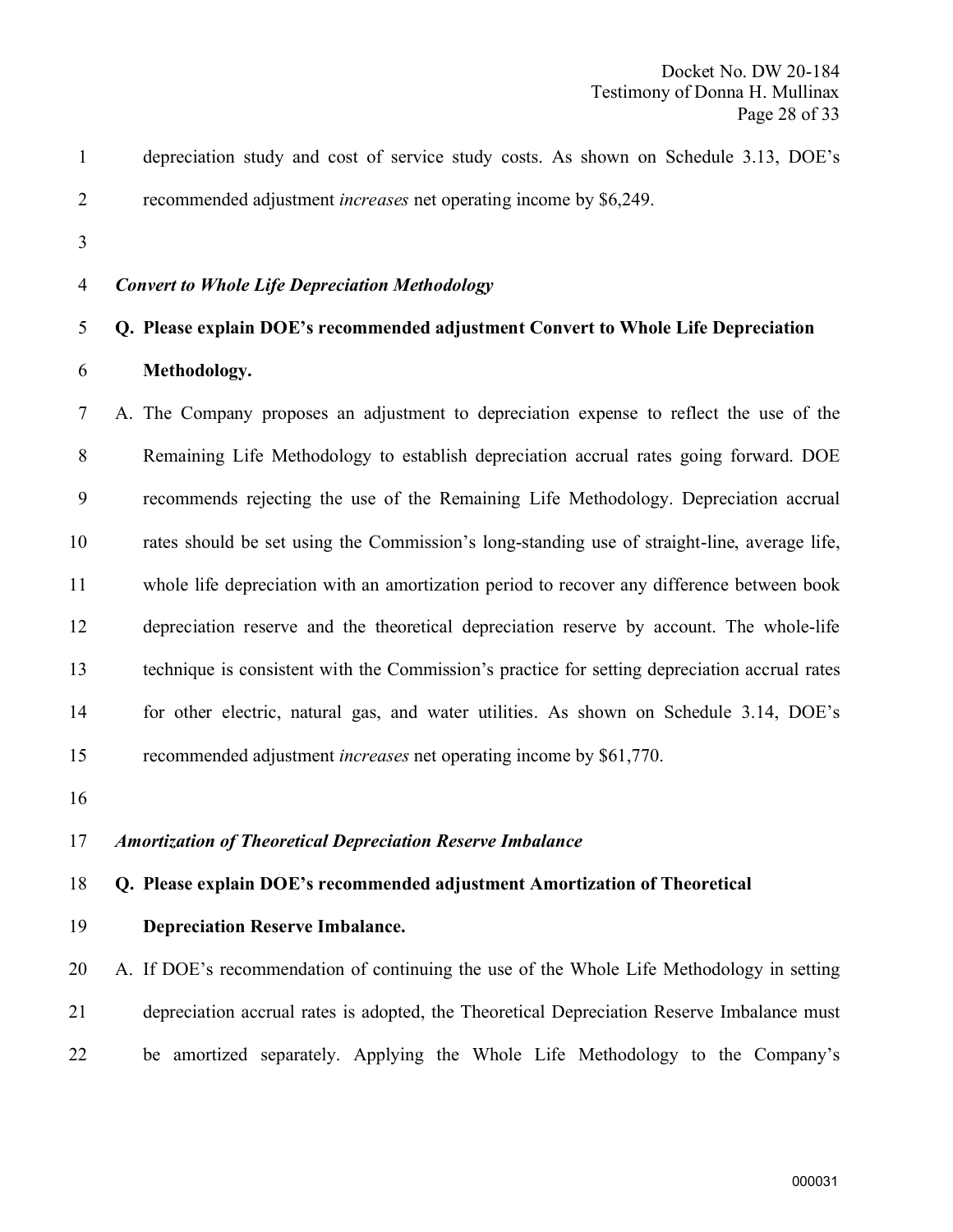depreciation study and cost of service study costs. As shown on Schedule 3.13, DOE's recommended adjustment *increases* net operating income by $6,249.

***Convert to Whole Life Depreciation Methodology***

**Q. Please explain DOE's recommended adjustment Convert to Whole Life Depreciation Methodology.**

A. The Company proposes an adjustment to depreciation expense to reflect the use of the Remaining Life Methodology to establish depreciation accrual rates going forward. DOE recommends rejecting the use of the Remaining Life Methodology. Depreciation accrual rates should be set using the Commission's long-standing use of straight-line, average life, whole life depreciation with an amortization period to recover any difference between book depreciation reserve and the theoretical depreciation reserve by account. The whole-life technique is consistent with the Commission's practice for setting depreciation accrual rates for other electric, natural gas, and water utilities. As shown on Schedule 3.14, DOE's recommended adjustment *increases* net operating income by $61,770.

***Amortization of Theoretical Depreciation Reserve Imbalance***

**Q. Please explain DOE's recommended adjustment Amortization of Theoretical Depreciation Reserve Imbalance.**

A. If DOE's recommendation of continuing the use of the Whole Life Methodology in setting depreciation accrual rates is adopted, the Theoretical Depreciation Reserve Imbalance must be amortized separately. Applying the Whole Life Methodology to the Company's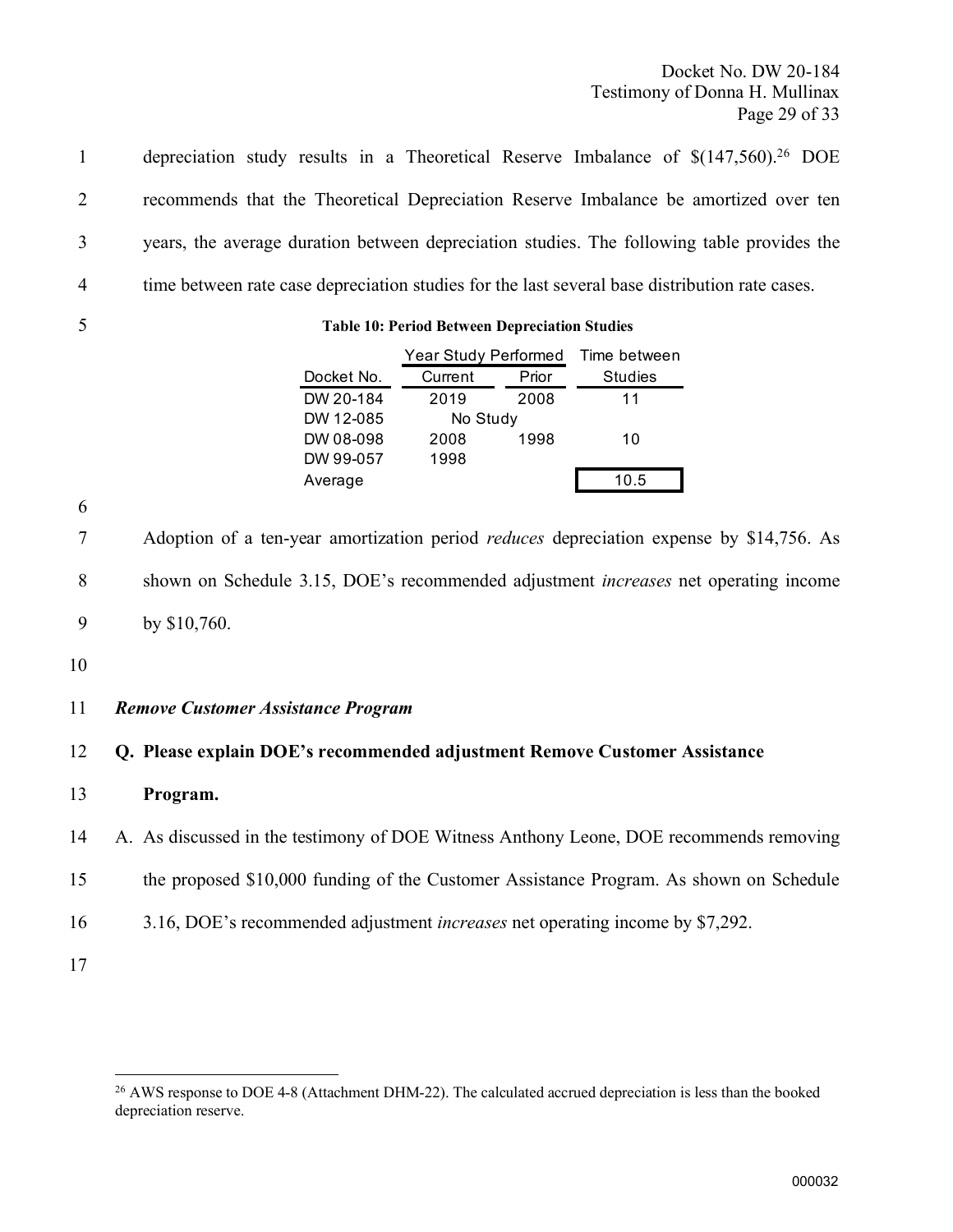depreciation study results in a Theoretical Reserve Imbalance of $(147,560).[26] DOE recommends that the Theoretical Depreciation Reserve Imbalance be amortized over ten years, the average duration between depreciation studies. The following table provides the time between rate case depreciation studies for the last several base distribution rate cases.

**Table 10: Period Between Depreciation Studies**

| | Year Study Performed | | Time between |
|---|---|---|---|
| Docket No. | Current | Prior | Studies |
| DW 20-184 | 2019 | 2008 | 11 |
| DW 12-085 | No Study | | |
| DW 08-098 | 2008 | 1998 | 10 |
| DW 99-057 | 1998 | | |
| Average | | | 10.5 |

Adoption of a ten-year amortization period *reduces* depreciation expense by $14,756. As shown on Schedule 3.15, DOE's recommended adjustment *increases* net operating income by $10,760.

*Remove Customer Assistance Program*

**Q. Please explain DOE's recommended adjustment Remove Customer Assistance Program.**

A. As discussed in the testimony of DOE Witness Anthony Leone, DOE recommends removing the proposed $10,000 funding of the Customer Assistance Program. As shown on Schedule 3.16, DOE's recommended adjustment *increases* net operating income by $7,292.

---

[26] AWS response to DOE 4-8 (Attachment DHM-22). The calculated accrued depreciation is less than the booked depreciation reserve.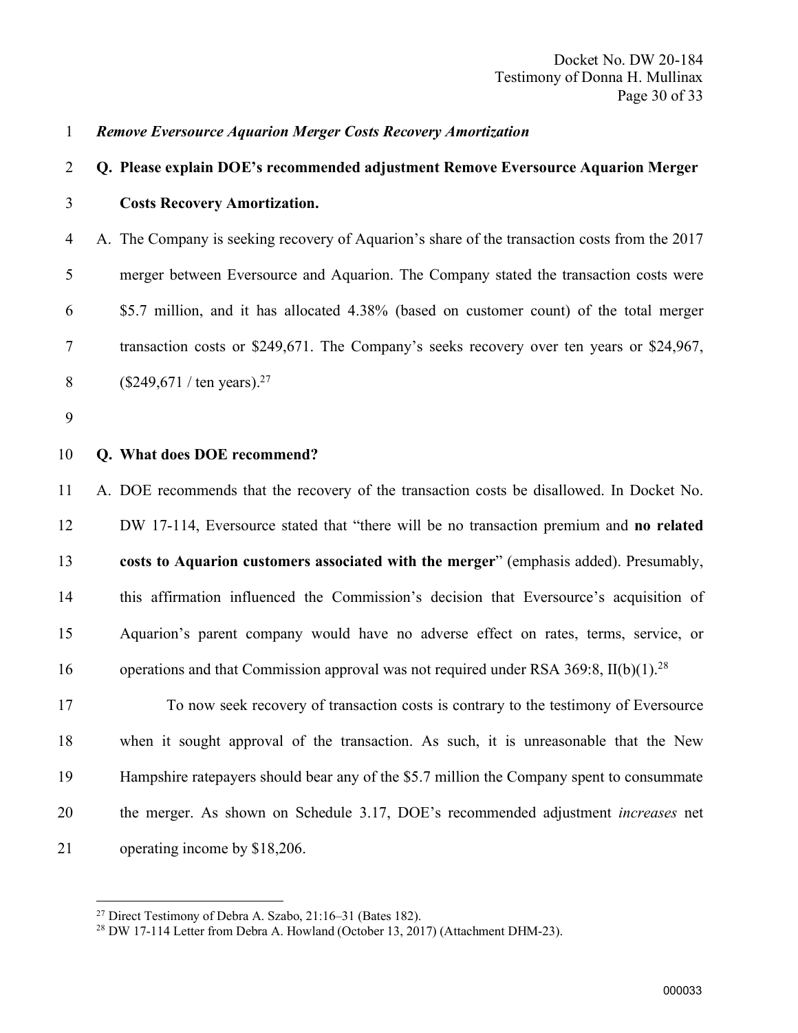*Remove Eversource Aquarion Merger Costs Recovery Amortization*

**Q. Please explain DOE's recommended adjustment Remove Eversource Aquarion Merger Costs Recovery Amortization.**

A. The Company is seeking recovery of Aquarion's share of the transaction costs from the 2017 merger between Eversource and Aquarion. The Company stated the transaction costs were $5.7 million, and it has allocated 4.38% (based on customer count) of the total merger transaction costs or $249,671. The Company's seeks recovery over ten years or $24,967, ($249,671 / ten years).[27]

**Q. What does DOE recommend?**

A. DOE recommends that the recovery of the transaction costs be disallowed. In Docket No. DW 17-114, Eversource stated that "there will be no transaction premium and **no related costs to Aquarion customers associated with the merger**" (emphasis added). Presumably, this affirmation influenced the Commission's decision that Eversource's acquisition of Aquarion's parent company would have no adverse effect on rates, terms, service, or operations and that Commission approval was not required under RSA 369:8, II(b)(1).[28]

To now seek recovery of transaction costs is contrary to the testimony of Eversource when it sought approval of the transaction. As such, it is unreasonable that the New Hampshire ratepayers should bear any of the $5.7 million the Company spent to consummate the merger. As shown on Schedule 3.17, DOE's recommended adjustment *increases* net operating income by $18,206.

---

[27] Direct Testimony of Debra A. Szabo, 21:16–31 (Bates 182).

[28] DW 17-114 Letter from Debra A. Howland (October 13, 2017) (Attachment DHM-23).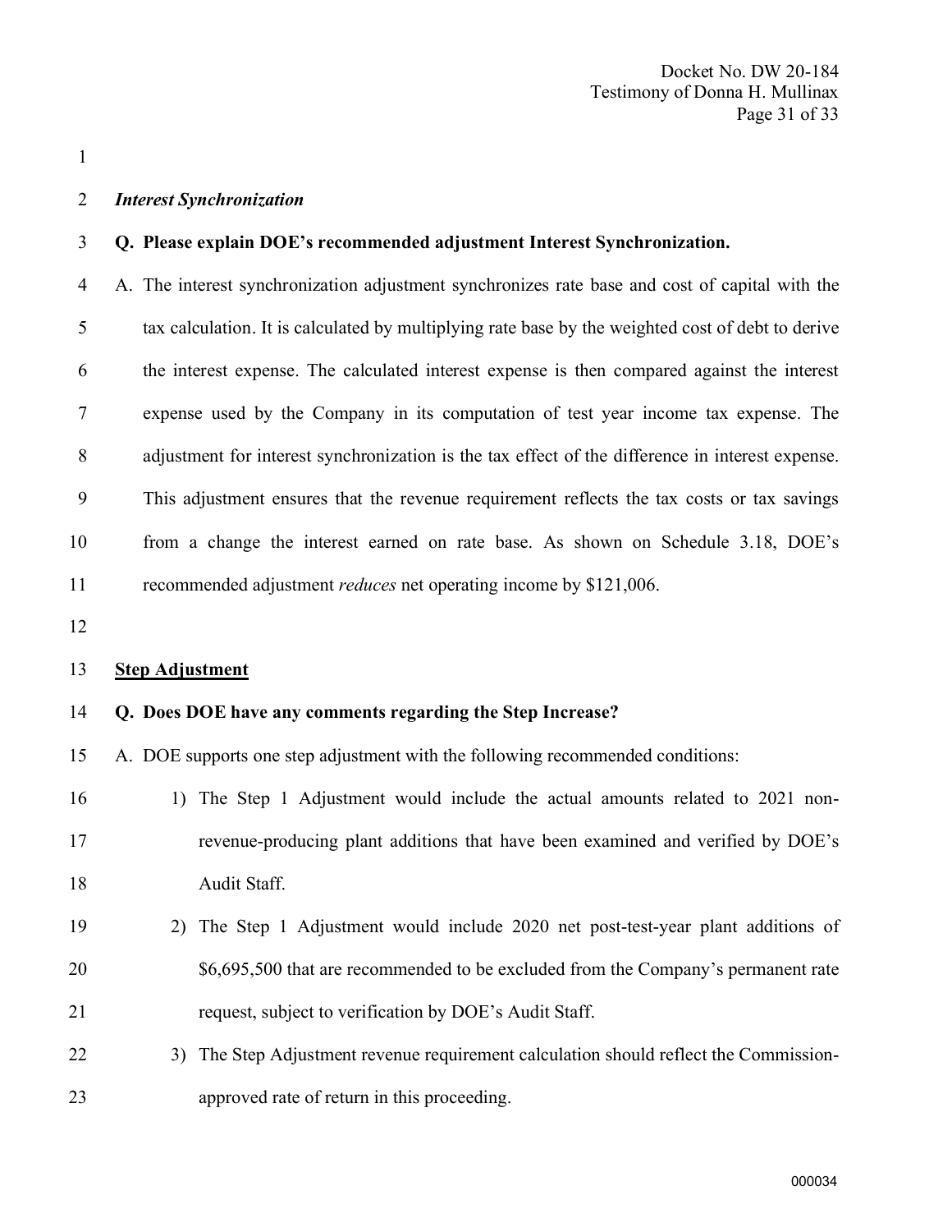*Interest Synchronization*

**Q. Please explain DOE's recommended adjustment Interest Synchronization.**

A. The interest synchronization adjustment synchronizes rate base and cost of capital with the tax calculation. It is calculated by multiplying rate base by the weighted cost of debt to derive the interest expense. The calculated interest expense is then compared against the interest expense used by the Company in its computation of test year income tax expense. The adjustment for interest synchronization is the tax effect of the difference in interest expense. This adjustment ensures that the revenue requirement reflects the tax costs or tax savings from a change the interest earned on rate base. As shown on Schedule 3.18, DOE's recommended adjustment *reduces* net operating income by $121,006.

## Step Adjustment

**Q. Does DOE have any comments regarding the Step Increase?**

A. DOE supports one step adjustment with the following recommended conditions:

1) The Step 1 Adjustment would include the actual amounts related to 2021 non-revenue-producing plant additions that have been examined and verified by DOE's Audit Staff.
2) The Step 1 Adjustment would include 2020 net post-test-year plant additions of $6,695,500 that are recommended to be excluded from the Company's permanent rate request, subject to verification by DOE's Audit Staff.
3) The Step Adjustment revenue requirement calculation should reflect the Commission-approved rate of return in this proceeding.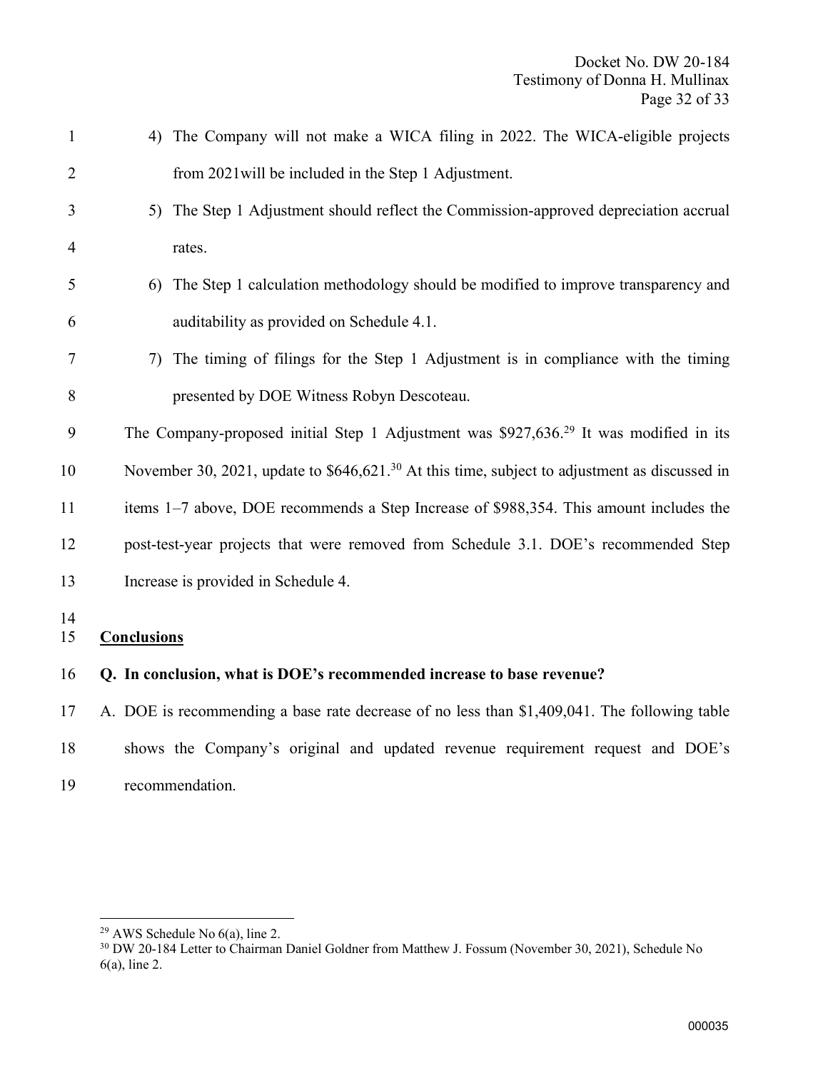4) The Company will not make a WICA filing in 2022. The WICA-eligible projects from 2021will be included in the Step 1 Adjustment.
5) The Step 1 Adjustment should reflect the Commission-approved depreciation accrual rates.
6) The Step 1 calculation methodology should be modified to improve transparency and auditability as provided on Schedule 4.1.
7) The timing of filings for the Step 1 Adjustment is in compliance with the timing presented by DOE Witness Robyn Descoteau.

The Company-proposed initial Step 1 Adjustment was $927,636.[29] It was modified in its November 30, 2021, update to $646,621.[30] At this time, subject to adjustment as discussed in items 1–7 above, DOE recommends a Step Increase of $988,354. This amount includes the post-test-year projects that were removed from Schedule 3.1. DOE's recommended Step Increase is provided in Schedule 4.

**Conclusions**

**Q. In conclusion, what is DOE's recommended increase to base revenue?**

A. DOE is recommending a base rate decrease of no less than $1,409,041. The following table shows the Company's original and updated revenue requirement request and DOE's recommendation.

---

[29] AWS Schedule No 6(a), line 2.

[30] DW 20-184 Letter to Chairman Daniel Goldner from Matthew J. Fossum (November 30, 2021), Schedule No 6(a), line 2.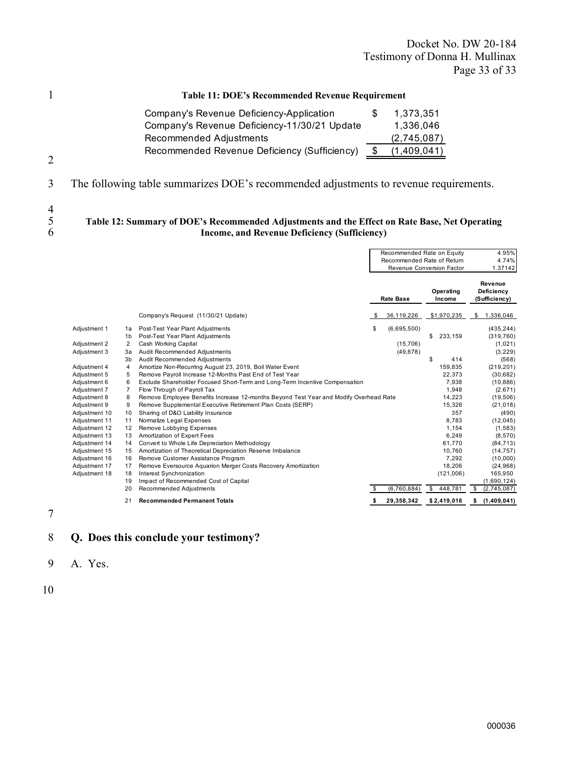**Table 11: DOE's Recommended Revenue Requirement**

| | |
|---|---|
| Company's Revenue Deficiency-Application | $ 1,373,351 |
| Company's Revenue Deficiency-11/30/21 Update | 1,336,046 |
| Recommended Adjustments | (2,745,087) |
| Recommended Revenue Deficiency (Sufficiency) | $ (1,409,041) |

The following table summarizes DOE's recommended adjustments to revenue requirements.

**Table 12: Summary of DOE's Recommended Adjustments and the Effect on Rate Base, Net Operating Income, and Revenue Deficiency (Sufficiency)**

| | |
|---|---|
| Recommended Rate on Equity | 4.95% |
| Recommended Rate of Return | 4.74% |
| Revenue Conversion Factor | 1.37142 |

| | | | Rate Base | Operating Income | Revenue Deficiency (Sufficiency) |
|---|---|---|---|---|---|
| | | Company's Request (11/30/21 Update) | $ 36,119,226 | $1,970,235 | $ 1,336,046 |
| Adjustment 1 | 1a | Post-Test Year Plant Adjustments | $ (6,695,500) | | (435,244) |
| | 1b | Post-Test Year Plant Adjustments | | $ 233,159 | (319,760) |
| Adjustment 2 | 2 | Cash Working Capital | (15,706) | | (1,021) |
| Adjustment 3 | 3a | Audit Recommended Adjustments | (49,678) | | (3,229) |
| | 3b | Audit Recommended Adjustments | | $ 414 | (568) |
| Adjustment 4 | 4 | Amortize Non-Recurring August 23, 2019, Boil Water Event | | 159,835 | (219,201) |
| Adjustment 5 | 5 | Remove Payroll Increase 12-Months Past End of Test Year | | 22,373 | (30,682) |
| Adjustment 6 | 6 | Exclude Shareholder Focused Short-Term and Long-Term Incentive Compensation | | 7,938 | (10,886) |
| Adjustment 7 | 7 | Flow Through of Payroll Tax | | 1,948 | (2,671) |
| Adjustment 8 | 8 | Remove Employee Benefits Increase 12-months Beyond Test Year and Modify Overhead Rate | | 14,223 | (19,506) |
| Adjustment 9 | 9 | Remove Supplemental Executive Retirement Plan Costs (SERP) | | 15,326 | (21,018) |
| Adjustment 10 | 10 | Sharing of D&O Liability Insurance | | 357 | (490) |
| Adjustment 11 | 11 | Normalize Legal Expenses | | 8,783 | (12,045) |
| Adjustment 12 | 12 | Remove Lobbying Expenses | | 1,154 | (1,583) |
| Adjustment 13 | 13 | Amortization of Expert Fees | | 6,249 | (8,570) |
| Adjustment 14 | 14 | Convert to Whole Life Depreciation Methodology | | 61,770 | (84,713) |
| Adjustment 15 | 15 | Amortization of Theoretical Depreciation Reserve Imbalance | | 10,760 | (14,757) |
| Adjustment 16 | 16 | Remove Customer Assistance Program | | 7,292 | (10,000) |
| Adjustment 17 | 17 | Remove Eversource Aquarion Merger Costs Recovery Amortization | | 18,206 | (24,968) |
| Adjustment 18 | 18 | Interest Synchronization | | (121,006) | 165,950 |
| | 19 | Impact of Recommended Cost of Capital | | | (1,690,124) |
| | 20 | Recommended Adjustments | $ (6,760,884) | $ 448,781 | $ (2,745,087) |
| | 21 | **Recommended Permanent Totals** | **$ 29,358,342** | **$ 2,419,016** | **$ (1,409,041)** |

**Q. Does this conclude your testimony?**

A. Yes.